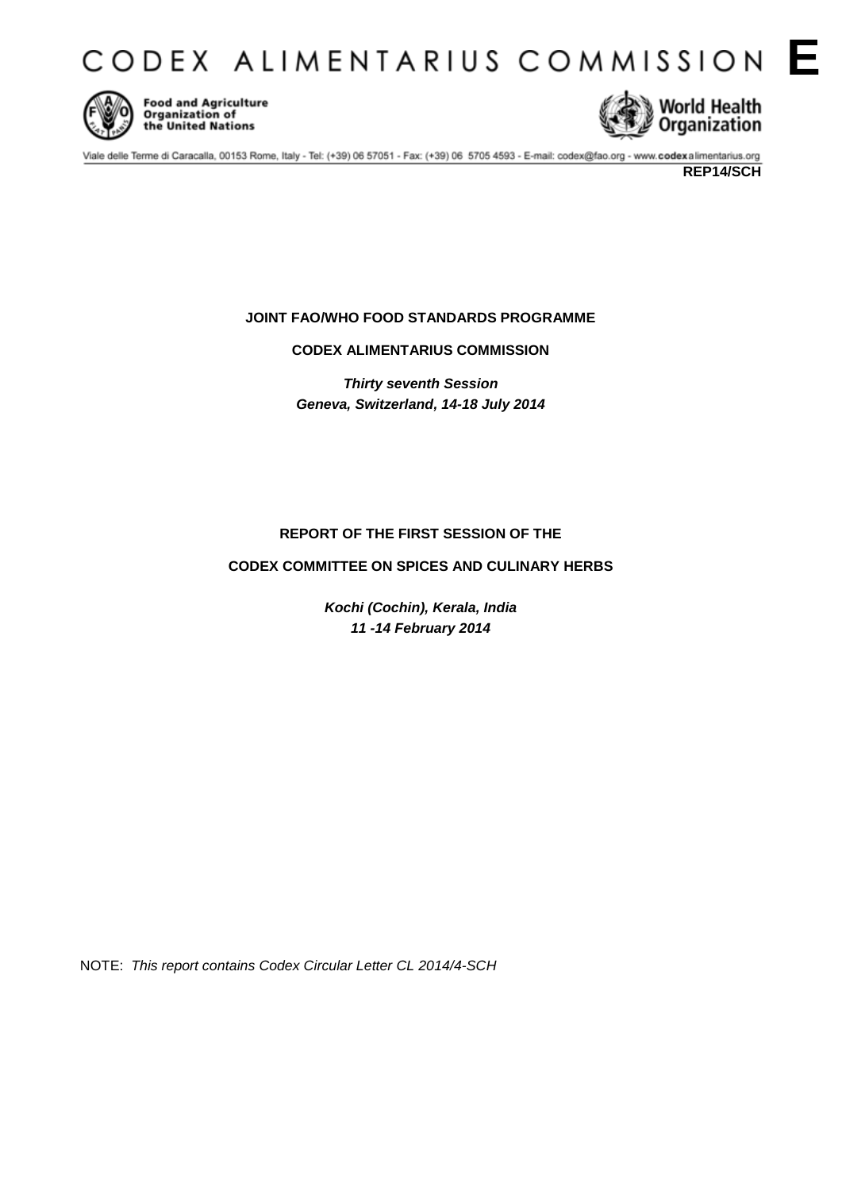# CODEX ALIMENTARIUS COMMISSION E

Food and Agriculture Organization of the United Nations

World Health Organization

Viale delle Terme di Caracalla, 00153 Rome, Italy - Tel: (+39) 06 57051 - Fax: (+39) 06 5705 4593 - E-mail: codex@fao.org - www.codexalimentarius.org

**REP14/SCH**

**JOINT FAO/WHO FOOD STANDARDS PROGRAMME**

**CODEX ALIMENTARIUS COMMISSION**

***Thirty seventh Session***
***Geneva, Switzerland, 14-18 July 2014***

**REPORT OF THE FIRST SESSION OF THE**

**CODEX COMMITTEE ON SPICES AND CULINARY HERBS**

***Kochi (Cochin), Kerala, India***
***11 -14 February 2014***

NOTE: *This report contains Codex Circular Letter CL 2014/4-SCH*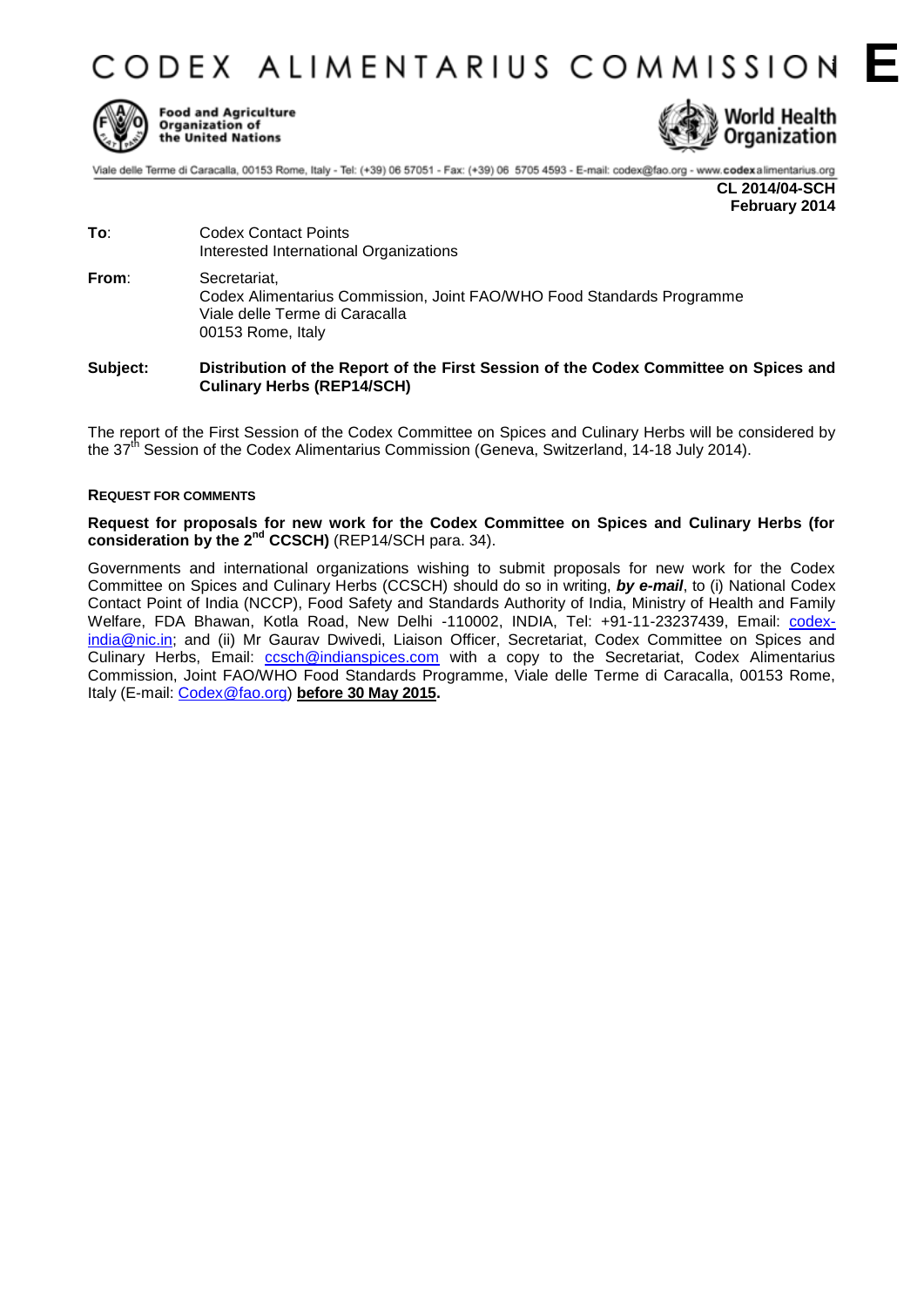# CODEX ALIMENTARIUS COMMISSION **E**

Food and Agriculture Organization of the United Nations

World Health Organization

Viale delle Terme di Caracalla, 00153 Rome, Italy - Tel: (+39) 06 57051 - Fax: (+39) 06 5705 4593 - E-mail: codex@fao.org - www.codexalimentarius.org

**CL 2014/04-SCH**
**February 2014**

**To**: Codex Contact Points
Interested International Organizations

**From**: Secretariat,
Codex Alimentarius Commission, Joint FAO/WHO Food Standards Programme
Viale delle Terme di Caracalla
00153 Rome, Italy

**Subject: Distribution of the Report of the First Session of the Codex Committee on Spices and Culinary Herbs (REP14/SCH)**

The report of the First Session of the Codex Committee on Spices and Culinary Herbs will be considered by the 37th Session of the Codex Alimentarius Commission (Geneva, Switzerland, 14-18 July 2014).

**REQUEST FOR COMMENTS**

**Request for proposals for new work for the Codex Committee on Spices and Culinary Herbs (for consideration by the 2nd CCSCH)** (REP14/SCH para. 34).

Governments and international organizations wishing to submit proposals for new work for the Codex Committee on Spices and Culinary Herbs (CCSCH) should do so in writing, ***by e-mail***, to (i) National Codex Contact Point of India (NCCP), Food Safety and Standards Authority of India, Ministry of Health and Family Welfare, FDA Bhawan, Kotla Road, New Delhi -110002, INDIA, Tel: +91-11-23237439, Email: codex-india@nic.in; and (ii) Mr Gaurav Dwivedi, Liaison Officer, Secretariat, Codex Committee on Spices and Culinary Herbs, Email: ccsch@indianspices.com with a copy to the Secretariat, Codex Alimentarius Commission, Joint FAO/WHO Food Standards Programme, Viale delle Terme di Caracalla, 00153 Rome, Italy (E-mail: Codex@fao.org) **before 30 May 2015.**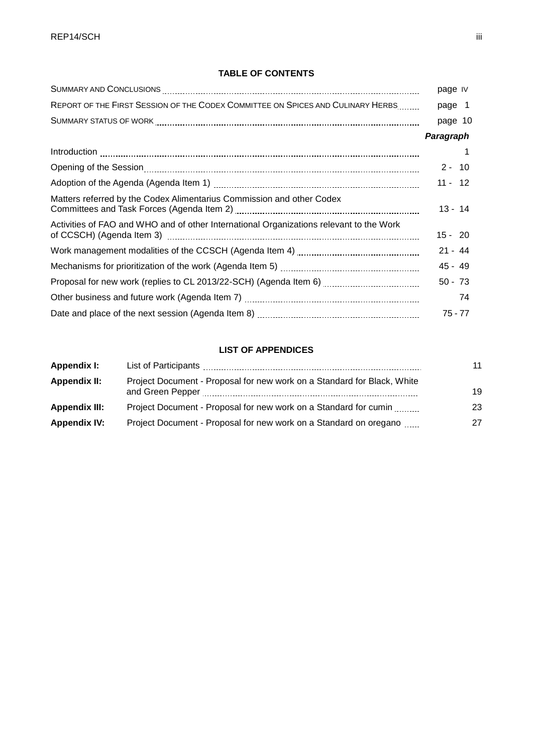**TABLE OF CONTENTS**

| | |
|---|---|
| SUMMARY AND CONCLUSIONS | page IV |
| REPORT OF THE FIRST SESSION OF THE CODEX COMMITTEE ON SPICES AND CULINARY HERBS | page 1 |
| SUMMARY STATUS OF WORK | page 10 |
| | ***Paragraph*** |
| Introduction | 1 |
| Opening of the Session | 2 - 10 |
| Adoption of the Agenda (Agenda Item 1) | 11 - 12 |
| Matters referred by the Codex Alimentarius Commission and other Codex Committees and Task Forces (Agenda Item 2) | 13 - 14 |
| Activities of FAO and WHO and of other International Organizations relevant to the Work of CCSCH) (Agenda Item 3) | 15 - 20 |
| Work management modalities of the CCSCH (Agenda Item 4) | 21 - 44 |
| Mechanisms for prioritization of the work (Agenda Item 5) | 45 - 49 |
| Proposal for new work (replies to CL 2013/22-SCH) (Agenda Item 6) | 50 - 73 |
| Other business and future work (Agenda Item 7) | 74 |
| Date and place of the next session (Agenda Item 8) | 75 - 77 |

**LIST OF APPENDICES**

| | | |
|---|---|---|
| **Appendix I:** | List of Participants | 11 |
| **Appendix II:** | Project Document - Proposal for new work on a Standard for Black, White and Green Pepper | 19 |
| **Appendix III:** | Project Document - Proposal for new work on a Standard for cumin | 23 |
| **Appendix IV:** | Project Document - Proposal for new work on a Standard on oregano | 27 |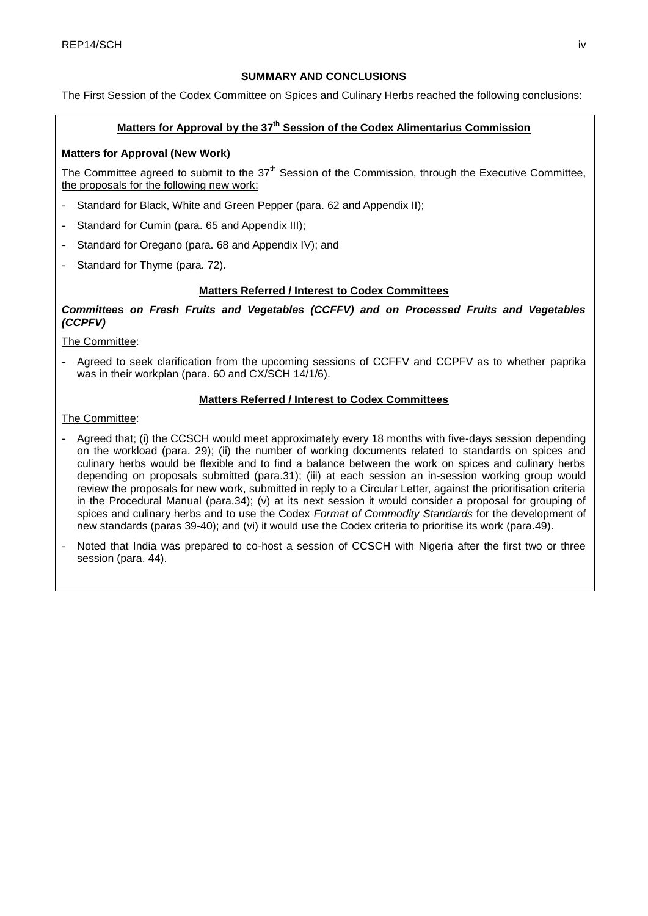## SUMMARY AND CONCLUSIONS

The First Session of the Codex Committee on Spices and Culinary Herbs reached the following conclusions:

### Matters for Approval by the 37th Session of the Codex Alimentarius Commission

**Matters for Approval (New Work)**

The Committee agreed to submit to the 37th Session of the Commission, through the Executive Committee, the proposals for the following new work:

- Standard for Black, White and Green Pepper (para. 62 and Appendix II);
- Standard for Cumin (para. 65 and Appendix III);
- Standard for Oregano (para. 68 and Appendix IV); and
- Standard for Thyme (para. 72).

### Matters Referred / Interest to Codex Committees

***Committees on Fresh Fruits and Vegetables (CCFFV) and on Processed Fruits and Vegetables (CCPFV)***

The Committee:

- Agreed to seek clarification from the upcoming sessions of CCFFV and CCPFV as to whether paprika was in their workplan (para. 60 and CX/SCH 14/1/6).

### Matters Referred / Interest to Codex Committees

The Committee:

- Agreed that; (i) the CCSCH would meet approximately every 18 months with five-days session depending on the workload (para. 29); (ii) the number of working documents related to standards on spices and culinary herbs would be flexible and to find a balance between the work on spices and culinary herbs depending on proposals submitted (para.31); (iii) at each session an in-session working group would review the proposals for new work, submitted in reply to a Circular Letter, against the prioritisation criteria in the Procedural Manual (para.34); (v) at its next session it would consider a proposal for grouping of spices and culinary herbs and to use the Codex *Format of Commodity Standards* for the development of new standards (paras 39-40); and (vi) it would use the Codex criteria to prioritise its work (para.49).
- Noted that India was prepared to co-host a session of CCSCH with Nigeria after the first two or three session (para. 44).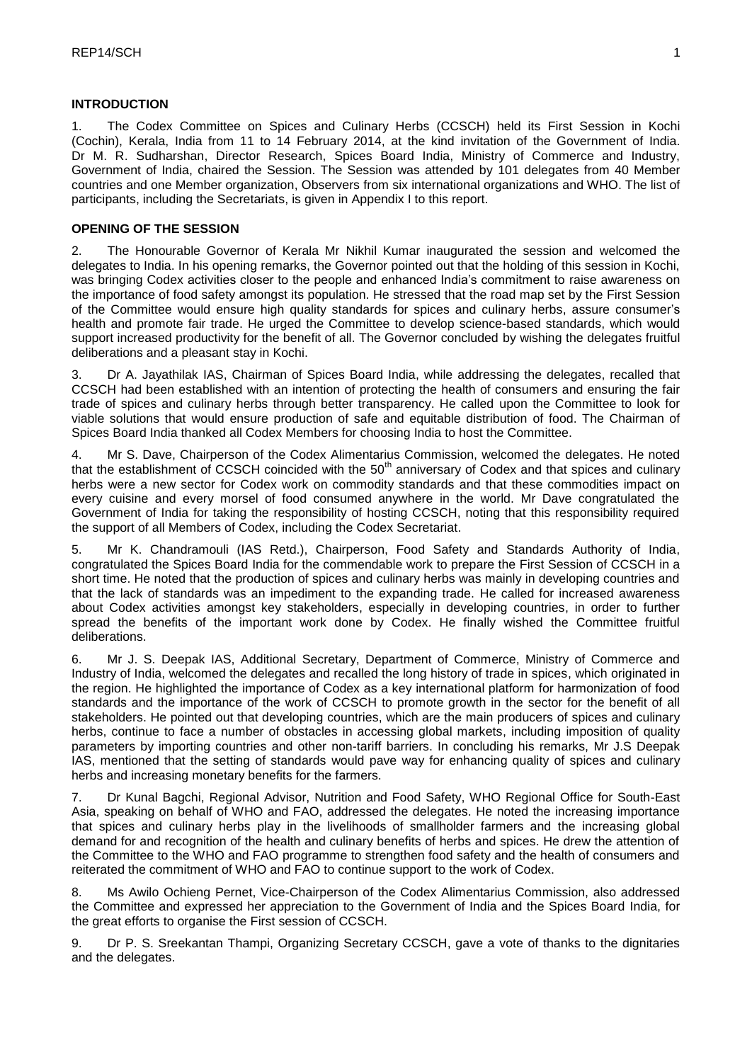## INTRODUCTION

1. The Codex Committee on Spices and Culinary Herbs (CCSCH) held its First Session in Kochi (Cochin), Kerala, India from 11 to 14 February 2014, at the kind invitation of the Government of India. Dr M. R. Sudharshan, Director Research, Spices Board India, Ministry of Commerce and Industry, Government of India, chaired the Session. The Session was attended by 101 delegates from 40 Member countries and one Member organization, Observers from six international organizations and WHO. The list of participants, including the Secretariats, is given in Appendix I to this report.

## OPENING OF THE SESSION

2. The Honourable Governor of Kerala Mr Nikhil Kumar inaugurated the session and welcomed the delegates to India. In his opening remarks, the Governor pointed out that the holding of this session in Kochi, was bringing Codex activities closer to the people and enhanced India's commitment to raise awareness on the importance of food safety amongst its population. He stressed that the road map set by the First Session of the Committee would ensure high quality standards for spices and culinary herbs, assure consumer's health and promote fair trade. He urged the Committee to develop science-based standards, which would support increased productivity for the benefit of all. The Governor concluded by wishing the delegates fruitful deliberations and a pleasant stay in Kochi.

3. Dr A. Jayathilak IAS, Chairman of Spices Board India, while addressing the delegates, recalled that CCSCH had been established with an intention of protecting the health of consumers and ensuring the fair trade of spices and culinary herbs through better transparency. He called upon the Committee to look for viable solutions that would ensure production of safe and equitable distribution of food. The Chairman of Spices Board India thanked all Codex Members for choosing India to host the Committee.

4. Mr S. Dave, Chairperson of the Codex Alimentarius Commission, welcomed the delegates. He noted that the establishment of CCSCH coincided with the 50th anniversary of Codex and that spices and culinary herbs were a new sector for Codex work on commodity standards and that these commodities impact on every cuisine and every morsel of food consumed anywhere in the world. Mr Dave congratulated the Government of India for taking the responsibility of hosting CCSCH, noting that this responsibility required the support of all Members of Codex, including the Codex Secretariat.

5. Mr K. Chandramouli (IAS Retd.), Chairperson, Food Safety and Standards Authority of India, congratulated the Spices Board India for the commendable work to prepare the First Session of CCSCH in a short time. He noted that the production of spices and culinary herbs was mainly in developing countries and that the lack of standards was an impediment to the expanding trade. He called for increased awareness about Codex activities amongst key stakeholders, especially in developing countries, in order to further spread the benefits of the important work done by Codex. He finally wished the Committee fruitful deliberations.

6. Mr J. S. Deepak IAS, Additional Secretary, Department of Commerce, Ministry of Commerce and Industry of India, welcomed the delegates and recalled the long history of trade in spices, which originated in the region. He highlighted the importance of Codex as a key international platform for harmonization of food standards and the importance of the work of CCSCH to promote growth in the sector for the benefit of all stakeholders. He pointed out that developing countries, which are the main producers of spices and culinary herbs, continue to face a number of obstacles in accessing global markets, including imposition of quality parameters by importing countries and other non-tariff barriers. In concluding his remarks, Mr J.S Deepak IAS, mentioned that the setting of standards would pave way for enhancing quality of spices and culinary herbs and increasing monetary benefits for the farmers.

7. Dr Kunal Bagchi, Regional Advisor, Nutrition and Food Safety, WHO Regional Office for South-East Asia, speaking on behalf of WHO and FAO, addressed the delegates. He noted the increasing importance that spices and culinary herbs play in the livelihoods of smallholder farmers and the increasing global demand for and recognition of the health and culinary benefits of herbs and spices. He drew the attention of the Committee to the WHO and FAO programme to strengthen food safety and the health of consumers and reiterated the commitment of WHO and FAO to continue support to the work of Codex.

8. Ms Awilo Ochieng Pernet, Vice-Chairperson of the Codex Alimentarius Commission, also addressed the Committee and expressed her appreciation to the Government of India and the Spices Board India, for the great efforts to organise the First session of CCSCH.

9. Dr P. S. Sreekantan Thampi, Organizing Secretary CCSCH, gave a vote of thanks to the dignitaries and the delegates.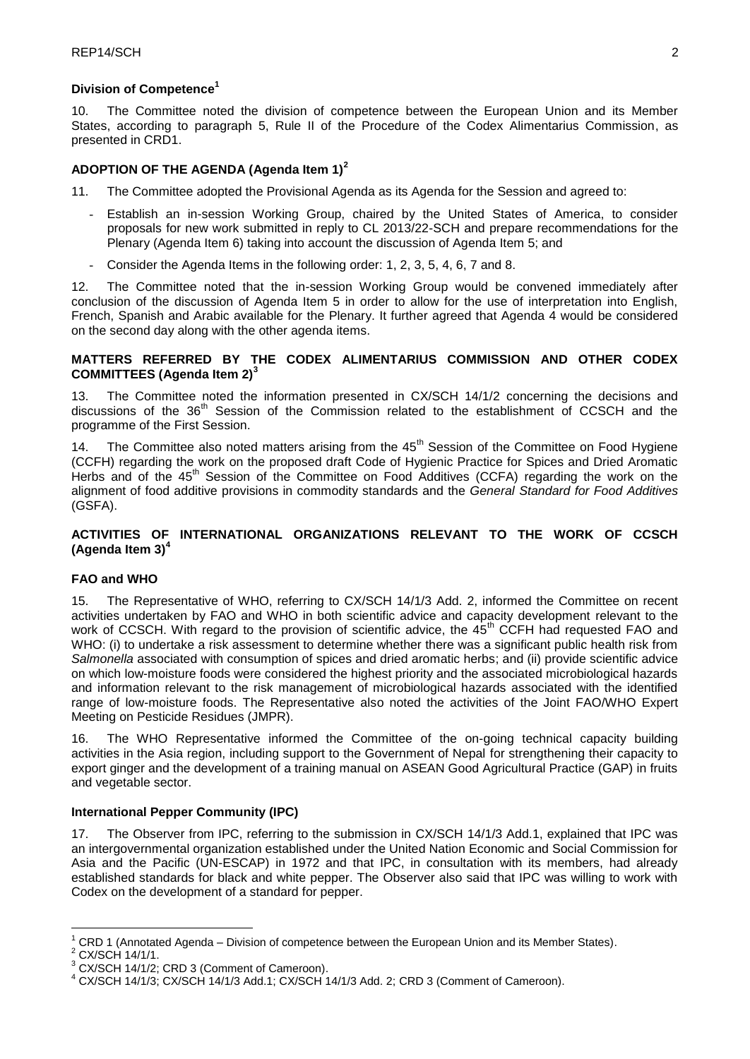**Division of Competence[1]**

10. The Committee noted the division of competence between the European Union and its Member States, according to paragraph 5, Rule II of the Procedure of the Codex Alimentarius Commission, as presented in CRD1.

**ADOPTION OF THE AGENDA (Agenda Item 1)[2]**

11. The Committee adopted the Provisional Agenda as its Agenda for the Session and agreed to:

- Establish an in-session Working Group, chaired by the United States of America, to consider proposals for new work submitted in reply to CL 2013/22-SCH and prepare recommendations for the Plenary (Agenda Item 6) taking into account the discussion of Agenda Item 5; and
- Consider the Agenda Items in the following order: 1, 2, 3, 5, 4, 6, 7 and 8.

12. The Committee noted that the in-session Working Group would be convened immediately after conclusion of the discussion of Agenda Item 5 in order to allow for the use of interpretation into English, French, Spanish and Arabic available for the Plenary. It further agreed that Agenda 4 would be considered on the second day along with the other agenda items.

**MATTERS REFERRED BY THE CODEX ALIMENTARIUS COMMISSION AND OTHER CODEX COMMITTEES (Agenda Item 2)[3]**

13. The Committee noted the information presented in CX/SCH 14/1/2 concerning the decisions and discussions of the 36th Session of the Commission related to the establishment of CCSCH and the programme of the First Session.

14. The Committee also noted matters arising from the 45th Session of the Committee on Food Hygiene (CCFH) regarding the work on the proposed draft Code of Hygienic Practice for Spices and Dried Aromatic Herbs and of the 45th Session of the Committee on Food Additives (CCFA) regarding the work on the alignment of food additive provisions in commodity standards and the *General Standard for Food Additives* (GSFA).

**ACTIVITIES OF INTERNATIONAL ORGANIZATIONS RELEVANT TO THE WORK OF CCSCH (Agenda Item 3)[4]**

**FAO and WHO**

15. The Representative of WHO, referring to CX/SCH 14/1/3 Add. 2, informed the Committee on recent activities undertaken by FAO and WHO in both scientific advice and capacity development relevant to the work of CCSCH. With regard to the provision of scientific advice, the 45th CCFH had requested FAO and WHO: (i) to undertake a risk assessment to determine whether there was a significant public health risk from *Salmonella* associated with consumption of spices and dried aromatic herbs; and (ii) provide scientific advice on which low-moisture foods were considered the highest priority and the associated microbiological hazards and information relevant to the risk management of microbiological hazards associated with the identified range of low-moisture foods. The Representative also noted the activities of the Joint FAO/WHO Expert Meeting on Pesticide Residues (JMPR).

16. The WHO Representative informed the Committee of the on-going technical capacity building activities in the Asia region, including support to the Government of Nepal for strengthening their capacity to export ginger and the development of a training manual on ASEAN Good Agricultural Practice (GAP) in fruits and vegetable sector.

**International Pepper Community (IPC)**

17. The Observer from IPC, referring to the submission in CX/SCH 14/1/3 Add.1, explained that IPC was an intergovernmental organization established under the United Nation Economic and Social Commission for Asia and the Pacific (UN-ESCAP) in 1972 and that IPC, in consultation with its members, had already established standards for black and white pepper. The Observer also said that IPC was willing to work with Codex on the development of a standard for pepper.

---

[1] CRD 1 (Annotated Agenda – Division of competence between the European Union and its Member States).

[2] CX/SCH 14/1/1.

[3] CX/SCH 14/1/2; CRD 3 (Comment of Cameroon).

[4] CX/SCH 14/1/3; CX/SCH 14/1/3 Add.1; CX/SCH 14/1/3 Add. 2; CRD 3 (Comment of Cameroon).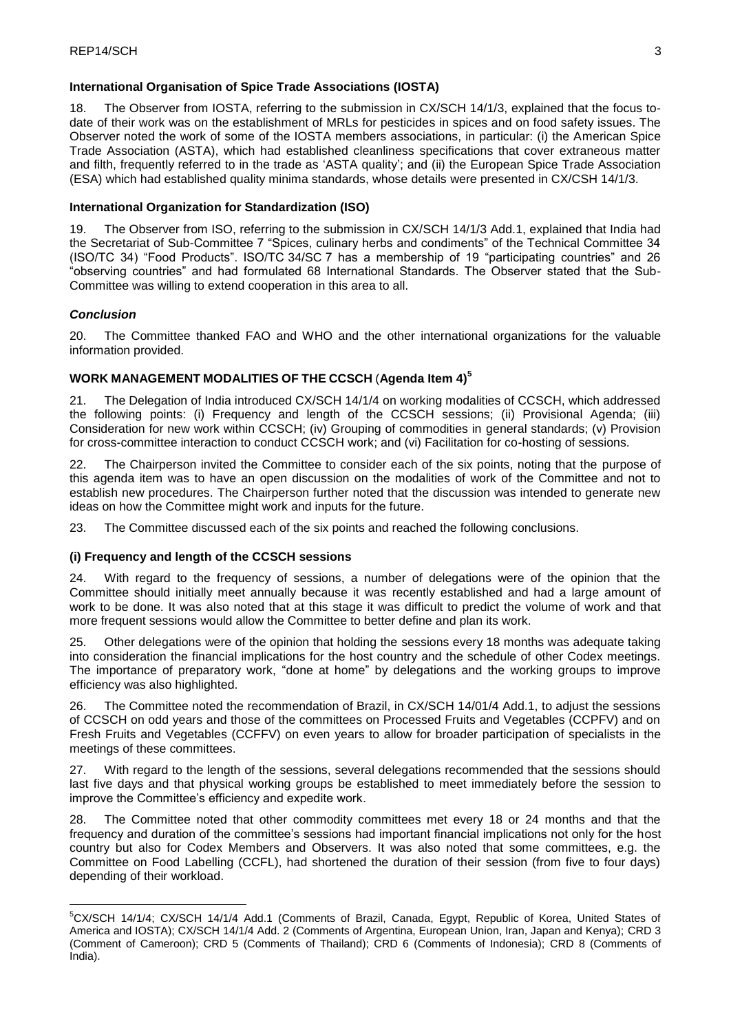### International Organisation of Spice Trade Associations (IOSTA)

18. The Observer from IOSTA, referring to the submission in CX/SCH 14/1/3, explained that the focus to-date of their work was on the establishment of MRLs for pesticides in spices and on food safety issues. The Observer noted the work of some of the IOSTA members associations, in particular: (i) the American Spice Trade Association (ASTA), which had established cleanliness specifications that cover extraneous matter and filth, frequently referred to in the trade as 'ASTA quality'; and (ii) the European Spice Trade Association (ESA) which had established quality minima standards, whose details were presented in CX/CSH 14/1/3.

### International Organization for Standardization (ISO)

19. The Observer from ISO, referring to the submission in CX/SCH 14/1/3 Add.1, explained that India had the Secretariat of Sub-Committee 7 "Spices, culinary herbs and condiments" of the Technical Committee 34 (ISO/TC 34) "Food Products". ISO/TC 34/SC 7 has a membership of 19 "participating countries" and 26 "observing countries" and had formulated 68 International Standards. The Observer stated that the Sub-Committee was willing to extend cooperation in this area to all.

### *Conclusion*

20. The Committee thanked FAO and WHO and the other international organizations for the valuable information provided.

## WORK MANAGEMENT MODALITIES OF THE CCSCH (Agenda Item 4)[5]

21. The Delegation of India introduced CX/SCH 14/1/4 on working modalities of CCSCH, which addressed the following points: (i) Frequency and length of the CCSCH sessions; (ii) Provisional Agenda; (iii) Consideration for new work within CCSCH; (iv) Grouping of commodities in general standards; (v) Provision for cross-committee interaction to conduct CCSCH work; and (vi) Facilitation for co-hosting of sessions.

22. The Chairperson invited the Committee to consider each of the six points, noting that the purpose of this agenda item was to have an open discussion on the modalities of work of the Committee and not to establish new procedures. The Chairperson further noted that the discussion was intended to generate new ideas on how the Committee might work and inputs for the future.

23. The Committee discussed each of the six points and reached the following conclusions.

### (i) Frequency and length of the CCSCH sessions

24. With regard to the frequency of sessions, a number of delegations were of the opinion that the Committee should initially meet annually because it was recently established and had a large amount of work to be done. It was also noted that at this stage it was difficult to predict the volume of work and that more frequent sessions would allow the Committee to better define and plan its work.

25. Other delegations were of the opinion that holding the sessions every 18 months was adequate taking into consideration the financial implications for the host country and the schedule of other Codex meetings. The importance of preparatory work, "done at home" by delegations and the working groups to improve efficiency was also highlighted.

26. The Committee noted the recommendation of Brazil, in CX/SCH 14/01/4 Add.1, to adjust the sessions of CCSCH on odd years and those of the committees on Processed Fruits and Vegetables (CCPFV) and on Fresh Fruits and Vegetables (CCFFV) on even years to allow for broader participation of specialists in the meetings of these committees.

27. With regard to the length of the sessions, several delegations recommended that the sessions should last five days and that physical working groups be established to meet immediately before the session to improve the Committee's efficiency and expedite work.

28. The Committee noted that other commodity committees met every 18 or 24 months and that the frequency and duration of the committee's sessions had important financial implications not only for the host country but also for Codex Members and Observers. It was also noted that some committees, e.g. the Committee on Food Labelling (CCFL), had shortened the duration of their session (from five to four days) depending of their workload.

---

[5] CX/SCH 14/1/4; CX/SCH 14/1/4 Add.1 (Comments of Brazil, Canada, Egypt, Republic of Korea, United States of America and IOSTA); CX/SCH 14/1/4 Add. 2 (Comments of Argentina, European Union, Iran, Japan and Kenya); CRD 3 (Comment of Cameroon); CRD 5 (Comments of Thailand); CRD 6 (Comments of Indonesia); CRD 8 (Comments of India).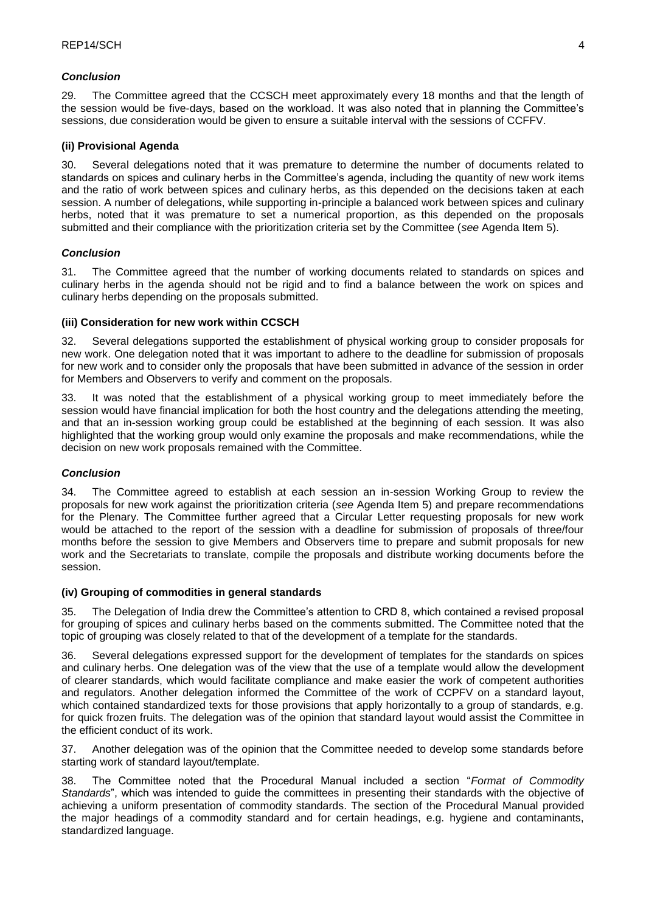***Conclusion***

29. The Committee agreed that the CCSCH meet approximately every 18 months and that the length of the session would be five-days, based on the workload. It was also noted that in planning the Committee's sessions, due consideration would be given to ensure a suitable interval with the sessions of CCFFV.

**(ii) Provisional Agenda**

30. Several delegations noted that it was premature to determine the number of documents related to standards on spices and culinary herbs in the Committee's agenda, including the quantity of new work items and the ratio of work between spices and culinary herbs, as this depended on the decisions taken at each session. A number of delegations, while supporting in-principle a balanced work between spices and culinary herbs, noted that it was premature to set a numerical proportion, as this depended on the proposals submitted and their compliance with the prioritization criteria set by the Committee (*see* Agenda Item 5).

***Conclusion***

31. The Committee agreed that the number of working documents related to standards on spices and culinary herbs in the agenda should not be rigid and to find a balance between the work on spices and culinary herbs depending on the proposals submitted.

**(iii) Consideration for new work within CCSCH**

32. Several delegations supported the establishment of physical working group to consider proposals for new work. One delegation noted that it was important to adhere to the deadline for submission of proposals for new work and to consider only the proposals that have been submitted in advance of the session in order for Members and Observers to verify and comment on the proposals.

33. It was noted that the establishment of a physical working group to meet immediately before the session would have financial implication for both the host country and the delegations attending the meeting, and that an in-session working group could be established at the beginning of each session. It was also highlighted that the working group would only examine the proposals and make recommendations, while the decision on new work proposals remained with the Committee.

***Conclusion***

34. The Committee agreed to establish at each session an in-session Working Group to review the proposals for new work against the prioritization criteria (*see* Agenda Item 5) and prepare recommendations for the Plenary. The Committee further agreed that a Circular Letter requesting proposals for new work would be attached to the report of the session with a deadline for submission of proposals of three/four months before the session to give Members and Observers time to prepare and submit proposals for new work and the Secretariats to translate, compile the proposals and distribute working documents before the session.

**(iv) Grouping of commodities in general standards**

35. The Delegation of India drew the Committee's attention to CRD 8, which contained a revised proposal for grouping of spices and culinary herbs based on the comments submitted. The Committee noted that the topic of grouping was closely related to that of the development of a template for the standards.

36. Several delegations expressed support for the development of templates for the standards on spices and culinary herbs. One delegation was of the view that the use of a template would allow the development of clearer standards, which would facilitate compliance and make easier the work of competent authorities and regulators. Another delegation informed the Committee of the work of CCPFV on a standard layout, which contained standardized texts for those provisions that apply horizontally to a group of standards, e.g. for quick frozen fruits. The delegation was of the opinion that standard layout would assist the Committee in the efficient conduct of its work.

37. Another delegation was of the opinion that the Committee needed to develop some standards before starting work of standard layout/template.

38. The Committee noted that the Procedural Manual included a section "*Format of Commodity Standards*", which was intended to guide the committees in presenting their standards with the objective of achieving a uniform presentation of commodity standards. The section of the Procedural Manual provided the major headings of a commodity standard and for certain headings, e.g. hygiene and contaminants, standardized language.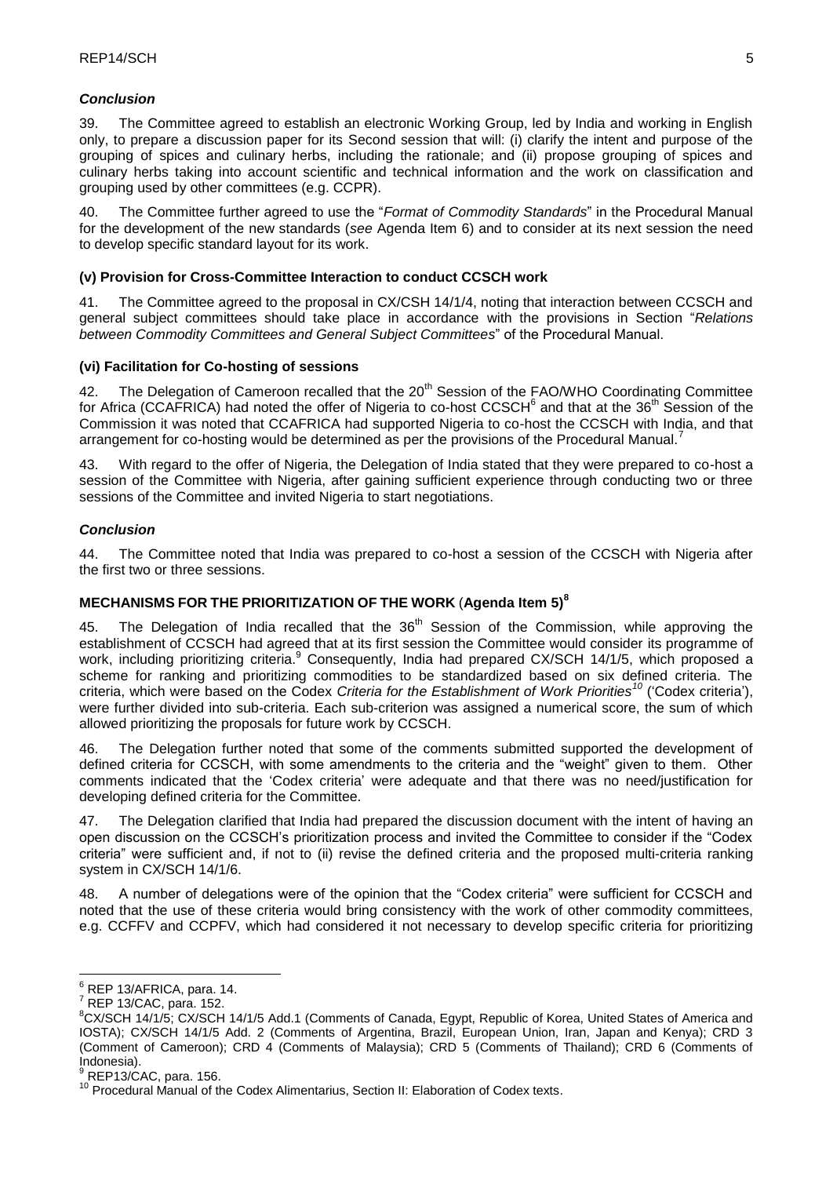### *Conclusion*

39. The Committee agreed to establish an electronic Working Group, led by India and working in English only, to prepare a discussion paper for its Second session that will: (i) clarify the intent and purpose of the grouping of spices and culinary herbs, including the rationale; and (ii) propose grouping of spices and culinary herbs taking into account scientific and technical information and the work on classification and grouping used by other committees (e.g. CCPR).

40. The Committee further agreed to use the "*Format of Commodity Standards*" in the Procedural Manual for the development of the new standards (*see* Agenda Item 6) and to consider at its next session the need to develop specific standard layout for its work.

### (v) Provision for Cross-Committee Interaction to conduct CCSCH work

41. The Committee agreed to the proposal in CX/CSH 14/1/4, noting that interaction between CCSCH and general subject committees should take place in accordance with the provisions in Section "*Relations between Commodity Committees and General Subject Committees*" of the Procedural Manual.

### (vi) Facilitation for Co-hosting of sessions

42. The Delegation of Cameroon recalled that the 20th Session of the FAO/WHO Coordinating Committee for Africa (CCAFRICA) had noted the offer of Nigeria to co-host CCSCH[6] and that at the 36th Session of the Commission it was noted that CCAFRICA had supported Nigeria to co-host the CCSCH with India, and that arrangement for co-hosting would be determined as per the provisions of the Procedural Manual.[7]

43. With regard to the offer of Nigeria, the Delegation of India stated that they were prepared to co-host a session of the Committee with Nigeria, after gaining sufficient experience through conducting two or three sessions of the Committee and invited Nigeria to start negotiations.

### *Conclusion*

44. The Committee noted that India was prepared to co-host a session of the CCSCH with Nigeria after the first two or three sessions.

## MECHANISMS FOR THE PRIORITIZATION OF THE WORK (Agenda Item 5)[8]

45. The Delegation of India recalled that the 36th Session of the Commission, while approving the establishment of CCSCH had agreed that at its first session the Committee would consider its programme of work, including prioritizing criteria.[9] Consequently, India had prepared CX/SCH 14/1/5, which proposed a scheme for ranking and prioritizing commodities to be standardized based on six defined criteria. The criteria, which were based on the Codex *Criteria for the Establishment of Work Priorities*[10] ('Codex criteria'), were further divided into sub-criteria. Each sub-criterion was assigned a numerical score, the sum of which allowed prioritizing the proposals for future work by CCSCH.

46. The Delegation further noted that some of the comments submitted supported the development of defined criteria for CCSCH, with some amendments to the criteria and the "weight" given to them. Other comments indicated that the 'Codex criteria' were adequate and that there was no need/justification for developing defined criteria for the Committee.

47. The Delegation clarified that India had prepared the discussion document with the intent of having an open discussion on the CCSCH's prioritization process and invited the Committee to consider if the "Codex criteria" were sufficient and, if not to (ii) revise the defined criteria and the proposed multi-criteria ranking system in CX/SCH 14/1/6.

48. A number of delegations were of the opinion that the "Codex criteria" were sufficient for CCSCH and noted that the use of these criteria would bring consistency with the work of other commodity committees, e.g. CCFFV and CCPFV, which had considered it not necessary to develop specific criteria for prioritizing

---

[6] REP 13/AFRICA, para. 14.

[7] REP 13/CAC, para. 152.

[8] CX/SCH 14/1/5; CX/SCH 14/1/5 Add.1 (Comments of Canada, Egypt, Republic of Korea, United States of America and IOSTA); CX/SCH 14/1/5 Add. 2 (Comments of Argentina, Brazil, European Union, Iran, Japan and Kenya); CRD 3 (Comment of Cameroon); CRD 4 (Comments of Malaysia); CRD 5 (Comments of Thailand); CRD 6 (Comments of Indonesia).

[9] REP13/CAC, para. 156.

[10] Procedural Manual of the Codex Alimentarius, Section II: Elaboration of Codex texts.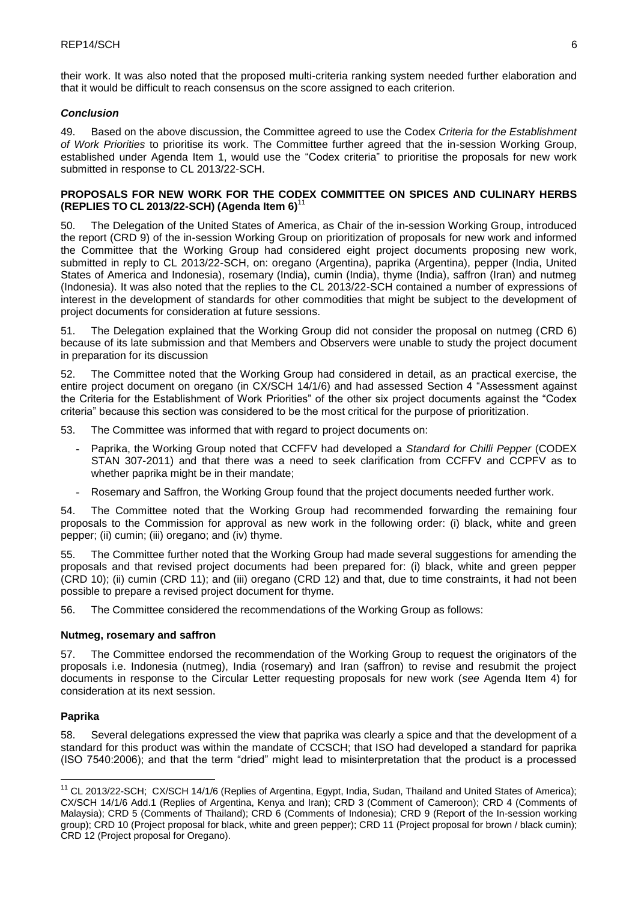their work. It was also noted that the proposed multi-criteria ranking system needed further elaboration and that it would be difficult to reach consensus on the score assigned to each criterion.

### *Conclusion*

49. Based on the above discussion, the Committee agreed to use the Codex *Criteria for the Establishment of Work Priorities* to prioritise its work. The Committee further agreed that the in-session Working Group, established under Agenda Item 1, would use the "Codex criteria" to prioritise the proposals for new work submitted in response to CL 2013/22-SCH.

## PROPOSALS FOR NEW WORK FOR THE CODEX COMMITTEE ON SPICES AND CULINARY HERBS (REPLIES TO CL 2013/22-SCH) (Agenda Item 6)[11]

50. The Delegation of the United States of America, as Chair of the in-session Working Group, introduced the report (CRD 9) of the in-session Working Group on prioritization of proposals for new work and informed the Committee that the Working Group had considered eight project documents proposing new work, submitted in reply to CL 2013/22-SCH, on: oregano (Argentina), paprika (Argentina), pepper (India, United States of America and Indonesia), rosemary (India), cumin (India), thyme (India), saffron (Iran) and nutmeg (Indonesia). It was also noted that the replies to the CL 2013/22-SCH contained a number of expressions of interest in the development of standards for other commodities that might be subject to the development of project documents for consideration at future sessions.

51. The Delegation explained that the Working Group did not consider the proposal on nutmeg (CRD 6) because of its late submission and that Members and Observers were unable to study the project document in preparation for its discussion

52. The Committee noted that the Working Group had considered in detail, as an practical exercise, the entire project document on oregano (in CX/SCH 14/1/6) and had assessed Section 4 "Assessment against the Criteria for the Establishment of Work Priorities" of the other six project documents against the "Codex criteria" because this section was considered to be the most critical for the purpose of prioritization.

53. The Committee was informed that with regard to project documents on:

- Paprika, the Working Group noted that CCFFV had developed a *Standard for Chilli Pepper* (CODEX STAN 307-2011) and that there was a need to seek clarification from CCFFV and CCPFV as to whether paprika might be in their mandate;
- Rosemary and Saffron, the Working Group found that the project documents needed further work.

54. The Committee noted that the Working Group had recommended forwarding the remaining four proposals to the Commission for approval as new work in the following order: (i) black, white and green pepper; (ii) cumin; (iii) oregano; and (iv) thyme.

55. The Committee further noted that the Working Group had made several suggestions for amending the proposals and that revised project documents had been prepared for: (i) black, white and green pepper (CRD 10); (ii) cumin (CRD 11); and (iii) oregano (CRD 12) and that, due to time constraints, it had not been possible to prepare a revised project document for thyme.

56. The Committee considered the recommendations of the Working Group as follows:

### Nutmeg, rosemary and saffron

57. The Committee endorsed the recommendation of the Working Group to request the originators of the proposals i.e. Indonesia (nutmeg), India (rosemary) and Iran (saffron) to revise and resubmit the project documents in response to the Circular Letter requesting proposals for new work (*see* Agenda Item 4) for consideration at its next session.

### Paprika

58. Several delegations expressed the view that paprika was clearly a spice and that the development of a standard for this product was within the mandate of CCSCH; that ISO had developed a standard for paprika (ISO 7540:2006); and that the term "dried" might lead to misinterpretation that the product is a processed

[11] CL 2013/22-SCH; CX/SCH 14/1/6 (Replies of Argentina, Egypt, India, Sudan, Thailand and United States of America); CX/SCH 14/1/6 Add.1 (Replies of Argentina, Kenya and Iran); CRD 3 (Comment of Cameroon); CRD 4 (Comments of Malaysia); CRD 5 (Comments of Thailand); CRD 6 (Comments of Indonesia); CRD 9 (Report of the In-session working group); CRD 10 (Project proposal for black, white and green pepper); CRD 11 (Project proposal for brown / black cumin); CRD 12 (Project proposal for Oregano).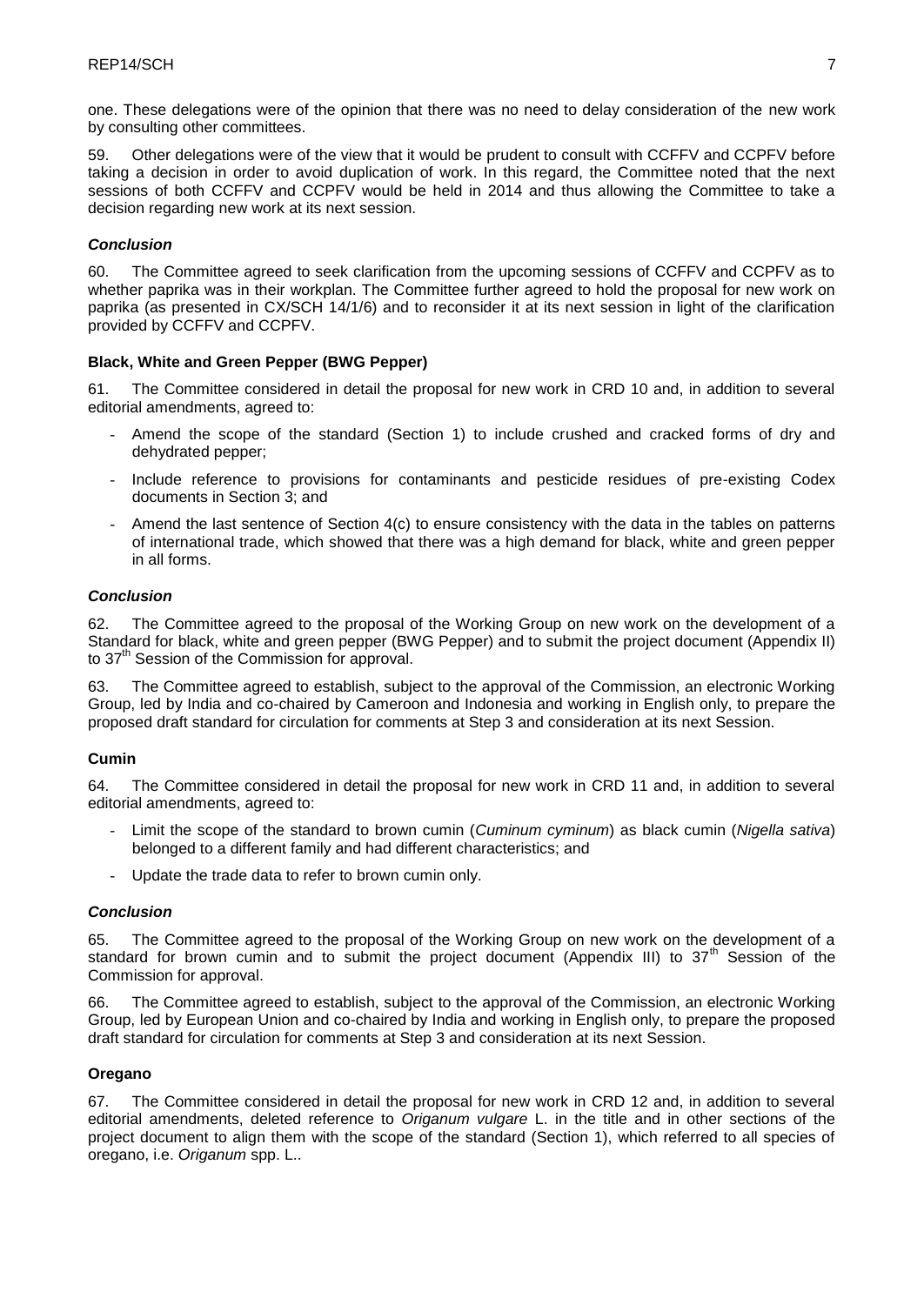one. These delegations were of the opinion that there was no need to delay consideration of the new work by consulting other committees.

59. Other delegations were of the view that it would be prudent to consult with CCFFV and CCPFV before taking a decision in order to avoid duplication of work. In this regard, the Committee noted that the next sessions of both CCFFV and CCPFV would be held in 2014 and thus allowing the Committee to take a decision regarding new work at its next session.

***Conclusion***

60. The Committee agreed to seek clarification from the upcoming sessions of CCFFV and CCPFV as to whether paprika was in their workplan. The Committee further agreed to hold the proposal for new work on paprika (as presented in CX/SCH 14/1/6) and to reconsider it at its next session in light of the clarification provided by CCFFV and CCPFV.

**Black, White and Green Pepper (BWG Pepper)**

61. The Committee considered in detail the proposal for new work in CRD 10 and, in addition to several editorial amendments, agreed to:

- Amend the scope of the standard (Section 1) to include crushed and cracked forms of dry and dehydrated pepper;
- Include reference to provisions for contaminants and pesticide residues of pre-existing Codex documents in Section 3; and
- Amend the last sentence of Section 4(c) to ensure consistency with the data in the tables on patterns of international trade, which showed that there was a high demand for black, white and green pepper in all forms.

***Conclusion***

62. The Committee agreed to the proposal of the Working Group on new work on the development of a Standard for black, white and green pepper (BWG Pepper) and to submit the project document (Appendix II) to 37th Session of the Commission for approval.

63. The Committee agreed to establish, subject to the approval of the Commission, an electronic Working Group, led by India and co-chaired by Cameroon and Indonesia and working in English only, to prepare the proposed draft standard for circulation for comments at Step 3 and consideration at its next Session.

**Cumin**

64. The Committee considered in detail the proposal for new work in CRD 11 and, in addition to several editorial amendments, agreed to:

- Limit the scope of the standard to brown cumin (*Cuminum cyminum*) as black cumin (*Nigella sativa*) belonged to a different family and had different characteristics; and
- Update the trade data to refer to brown cumin only.

***Conclusion***

65. The Committee agreed to the proposal of the Working Group on new work on the development of a standard for brown cumin and to submit the project document (Appendix III) to 37th Session of the Commission for approval.

66. The Committee agreed to establish, subject to the approval of the Commission, an electronic Working Group, led by European Union and co-chaired by India and working in English only, to prepare the proposed draft standard for circulation for comments at Step 3 and consideration at its next Session.

**Oregano**

67. The Committee considered in detail the proposal for new work in CRD 12 and, in addition to several editorial amendments, deleted reference to *Origanum vulgare* L. in the title and in other sections of the project document to align them with the scope of the standard (Section 1), which referred to all species of oregano, i.e. *Origanum* spp. L..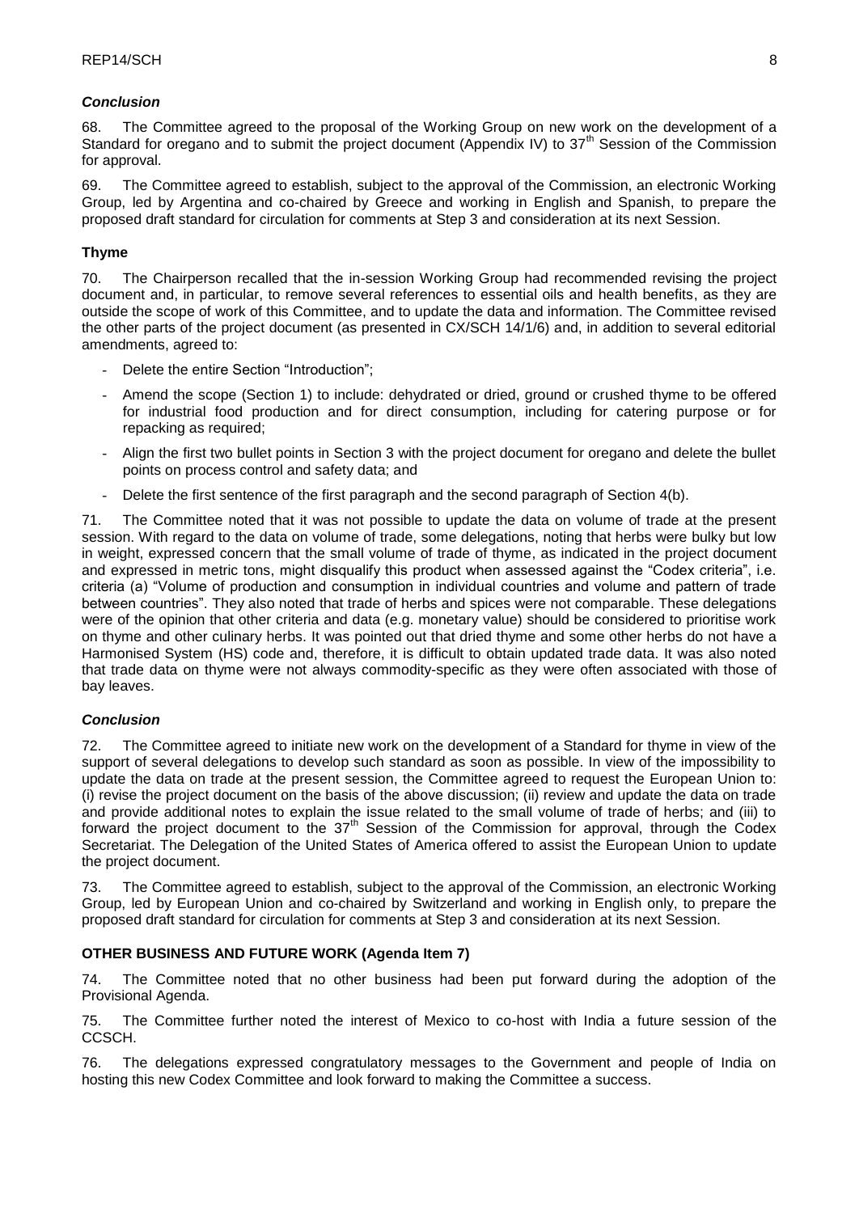### *Conclusion*

68. The Committee agreed to the proposal of the Working Group on new work on the development of a Standard for oregano and to submit the project document (Appendix IV) to 37th Session of the Commission for approval.

69. The Committee agreed to establish, subject to the approval of the Commission, an electronic Working Group, led by Argentina and co-chaired by Greece and working in English and Spanish, to prepare the proposed draft standard for circulation for comments at Step 3 and consideration at its next Session.

### Thyme

70. The Chairperson recalled that the in-session Working Group had recommended revising the project document and, in particular, to remove several references to essential oils and health benefits, as they are outside the scope of work of this Committee, and to update the data and information. The Committee revised the other parts of the project document (as presented in CX/SCH 14/1/6) and, in addition to several editorial amendments, agreed to:

- Delete the entire Section "Introduction";
- Amend the scope (Section 1) to include: dehydrated or dried, ground or crushed thyme to be offered for industrial food production and for direct consumption, including for catering purpose or for repacking as required;
- Align the first two bullet points in Section 3 with the project document for oregano and delete the bullet points on process control and safety data; and
- Delete the first sentence of the first paragraph and the second paragraph of Section 4(b).

71. The Committee noted that it was not possible to update the data on volume of trade at the present session. With regard to the data on volume of trade, some delegations, noting that herbs were bulky but low in weight, expressed concern that the small volume of trade of thyme, as indicated in the project document and expressed in metric tons, might disqualify this product when assessed against the "Codex criteria", i.e. criteria (a) "Volume of production and consumption in individual countries and volume and pattern of trade between countries". They also noted that trade of herbs and spices were not comparable. These delegations were of the opinion that other criteria and data (e.g. monetary value) should be considered to prioritise work on thyme and other culinary herbs. It was pointed out that dried thyme and some other herbs do not have a Harmonised System (HS) code and, therefore, it is difficult to obtain updated trade data. It was also noted that trade data on thyme were not always commodity-specific as they were often associated with those of bay leaves.

### *Conclusion*

72. The Committee agreed to initiate new work on the development of a Standard for thyme in view of the support of several delegations to develop such standard as soon as possible. In view of the impossibility to update the data on trade at the present session, the Committee agreed to request the European Union to: (i) revise the project document on the basis of the above discussion; (ii) review and update the data on trade and provide additional notes to explain the issue related to the small volume of trade of herbs; and (iii) to forward the project document to the 37th Session of the Commission for approval, through the Codex Secretariat. The Delegation of the United States of America offered to assist the European Union to update the project document.

73. The Committee agreed to establish, subject to the approval of the Commission, an electronic Working Group, led by European Union and co-chaired by Switzerland and working in English only, to prepare the proposed draft standard for circulation for comments at Step 3 and consideration at its next Session.

## OTHER BUSINESS AND FUTURE WORK (Agenda Item 7)

74. The Committee noted that no other business had been put forward during the adoption of the Provisional Agenda.

75. The Committee further noted the interest of Mexico to co-host with India a future session of the CCSCH.

76. The delegations expressed congratulatory messages to the Government and people of India on hosting this new Codex Committee and look forward to making the Committee a success.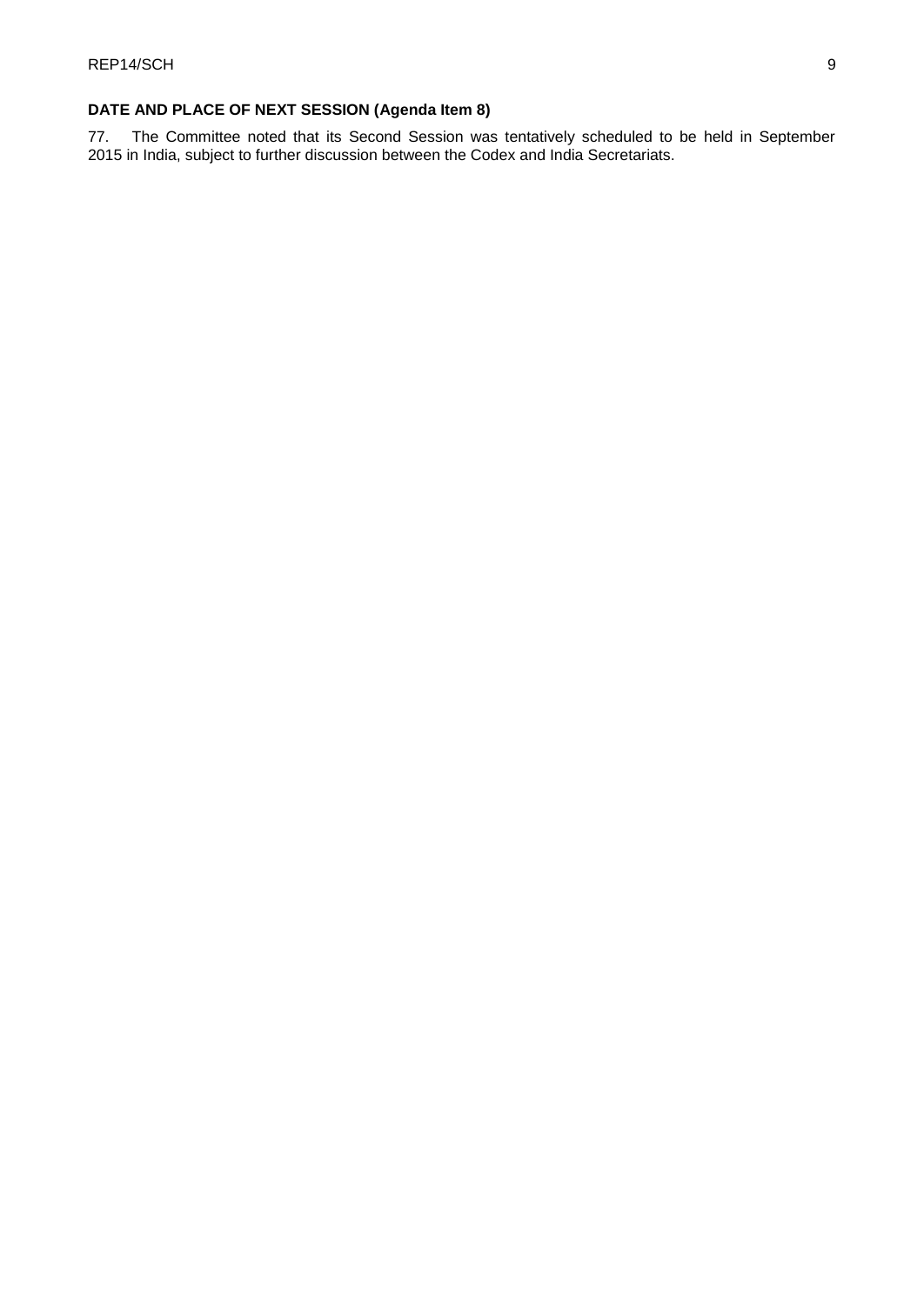## DATE AND PLACE OF NEXT SESSION (Agenda Item 8)

77. The Committee noted that its Second Session was tentatively scheduled to be held in September 2015 in India, subject to further discussion between the Codex and India Secretariats.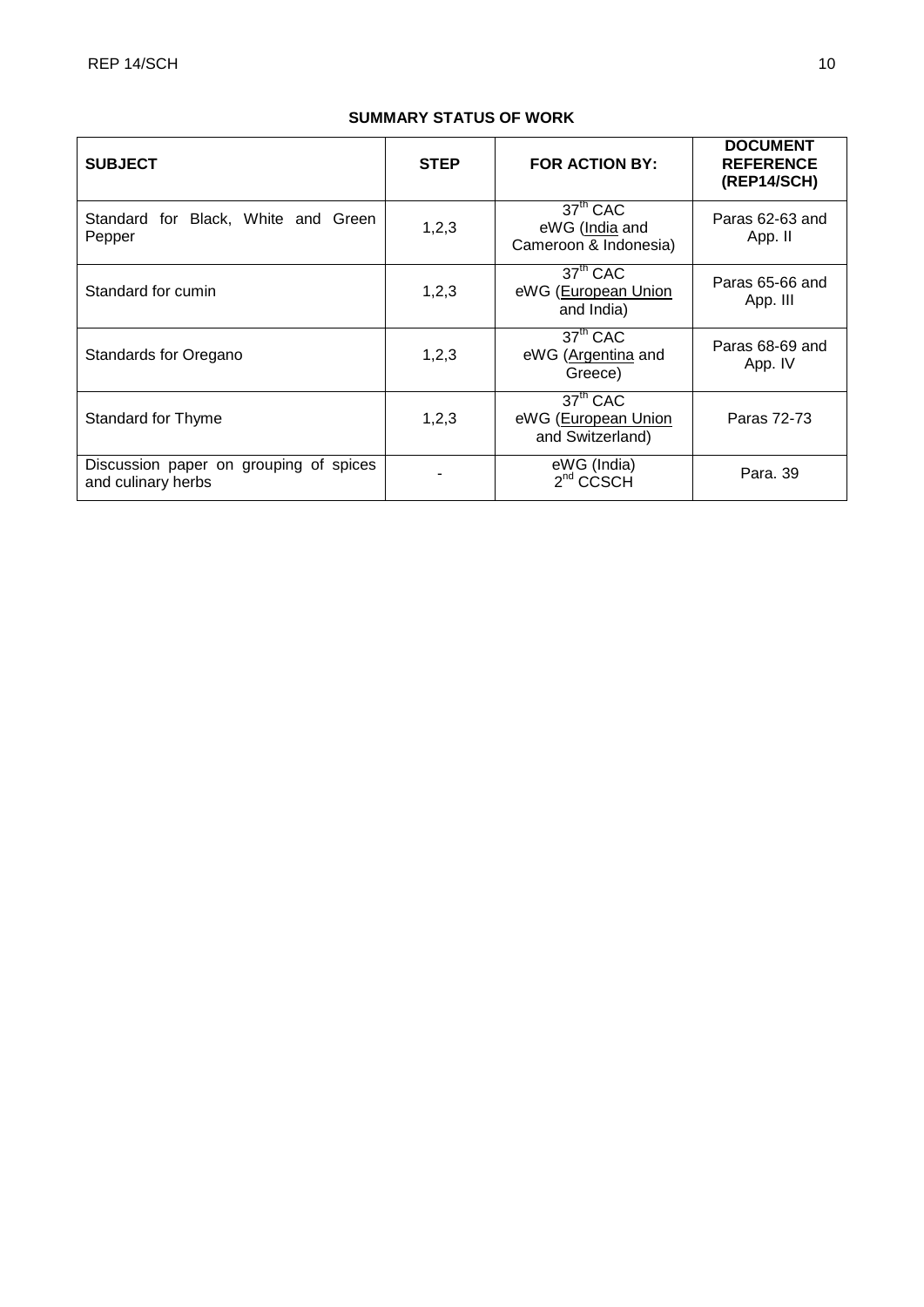**SUMMARY STATUS OF WORK**

| SUBJECT | STEP | FOR ACTION BY: | DOCUMENT REFERENCE (REP14/SCH) |
|---|---|---|---|
| Standard for Black, White and Green Pepper | 1,2,3 | 37th CAC<br>eWG (India and Cameroon & Indonesia) | Paras 62-63 and App. II |
| Standard for cumin | 1,2,3 | 37th CAC<br>eWG (European Union and India) | Paras 65-66 and App. III |
| Standards for Oregano | 1,2,3 | 37th CAC<br>eWG (Argentina and Greece) | Paras 68-69 and App. IV |
| Standard for Thyme | 1,2,3 | 37th CAC<br>eWG (European Union and Switzerland) | Paras 72-73 |
| Discussion paper on grouping of spices and culinary herbs | - | eWG (India)<br>2nd CCSCH | Para. 39 |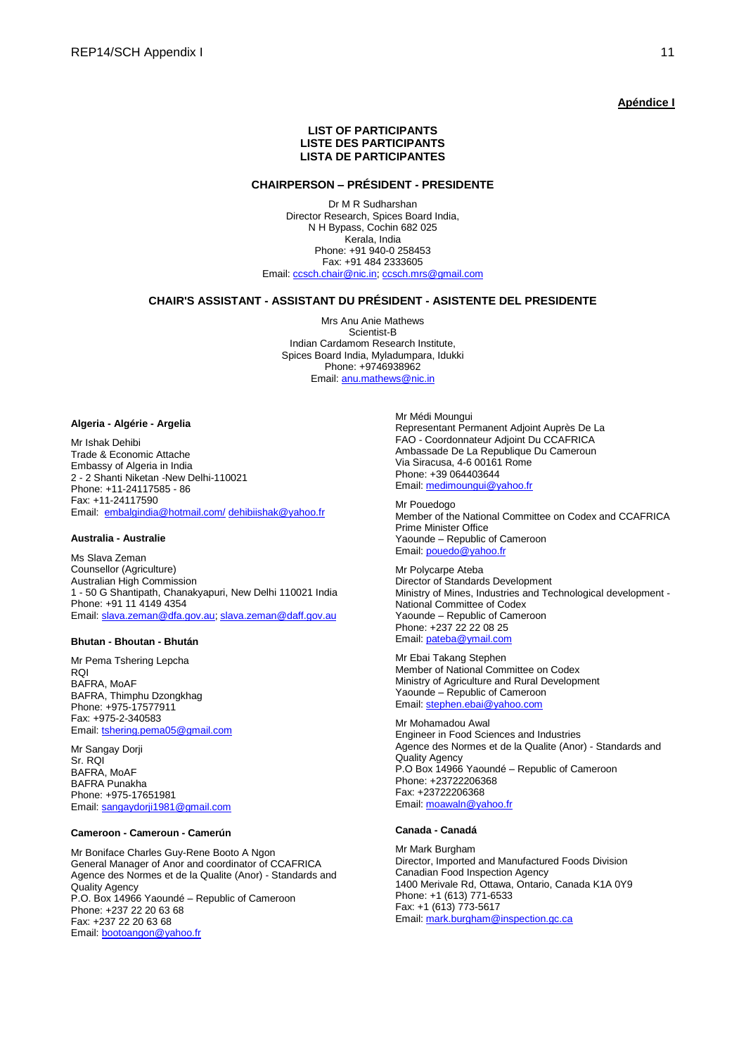**Apéndice I**

**LIST OF PARTICIPANTS**
**LISTE DES PARTICIPANTS**
**LISTA DE PARTICIPANTES**

**CHAIRPERSON – PRÉSIDENT - PRESIDENTE**

Dr M R Sudharshan
Director Research, Spices Board India,
N H Bypass, Cochin 682 025
Kerala, India
Phone: +91 940-0 258453
Fax: +91 484 2333605
Email: ccsch.chair@nic.in; ccsch.mrs@gmail.com

**CHAIR'S ASSISTANT - ASSISTANT DU PRÉSIDENT - ASISTENTE DEL PRESIDENTE**

Mrs Anu Anie Mathews
Scientist-B
Indian Cardamom Research Institute,
Spices Board India, Myladumpara, Idukki
Phone: +9746938962
Email: anu.mathews@nic.in

**Algeria - Algérie - Argelia**

Mr Ishak Dehibi
Trade & Economic Attache
Embassy of Algeria in India
2 - 2 Shanti Niketan -New Delhi-110021
Phone: +11-24117585 - 86
Fax: +11-24117590
Email: embalgindia@hotmail.com/ dehibiishak@yahoo.fr

**Australia - Australie**

Ms Slava Zeman
Counsellor (Agriculture)
Australian High Commission
1 - 50 G Shantipath, Chanakyapuri, New Delhi 110021 India
Phone: +91 11 4149 4354
Email: slava.zeman@dfa.gov.au; slava.zeman@daff.gov.au

**Bhutan - Bhoutan - Bhután**

Mr Pema Tshering Lepcha
RQI
BAFRA, MoAF
BAFRA, Thimphu Dzongkhag
Phone: +975-17577911
Fax: +975-2-340583
Email: tshering.pema05@gmail.com

Mr Sangay Dorji
Sr. RQI
BAFRA, MoAF
BAFRA Punakha
Phone: +975-17651981
Email: sangaydorji1981@gmail.com

**Cameroon - Cameroun - Camerún**

Mr Boniface Charles Guy-Rene Booto A Ngon
General Manager of Anor and coordinator of CCAFRICA
Agence des Normes et de la Qualite (Anor) - Standards and Quality Agency
P.O. Box 14966 Yaoundé – Republic of Cameroon
Phone: +237 22 20 63 68
Fax: +237 22 20 63 68
Email: bootoangon@yahoo.fr

Mr Médi Moungui
Representant Permanent Adjoint Auprès De La FAO - Coordonnateur Adjoint Du CCAFRICA
Ambassade De La Republique Du Cameroun
Via Siracusa, 4-6 00161 Rome
Phone: +39 064403644
Email: medimoungui@yahoo.fr

Mr Pouedogo
Member of the National Committee on Codex and CCAFRICA
Prime Minister Office
Yaounde – Republic of Cameroon
Email: pouedo@yahoo.fr

Mr Polycarpe Ateba
Director of Standards Development
Ministry of Mines, Industries and Technological development - National Committee of Codex
Yaounde – Republic of Cameroon
Phone: +237 22 22 08 25
Email: pateba@ymail.com

Mr Ebai Takang Stephen
Member of National Committee on Codex
Ministry of Agriculture and Rural Development
Yaounde – Republic of Cameroon
Email: stephen.ebai@yahoo.com

Mr Mohamadou Awal
Engineer in Food Sciences and Industries
Agence des Normes et de la Qualite (Anor) - Standards and Quality Agency
P.O Box 14966 Yaoundé – Republic of Cameroon
Phone: +23722206368
Fax: +23722206368
Email: moawaln@yahoo.fr

**Canada - Canadá**

Mr Mark Burgham
Director, Imported and Manufactured Foods Division
Canadian Food Inspection Agency
1400 Merivale Rd, Ottawa, Ontario, Canada K1A 0Y9
Phone: +1 (613) 771-6533
Fax: +1 (613) 773-5617
Email: mark.burgham@inspection.gc.ca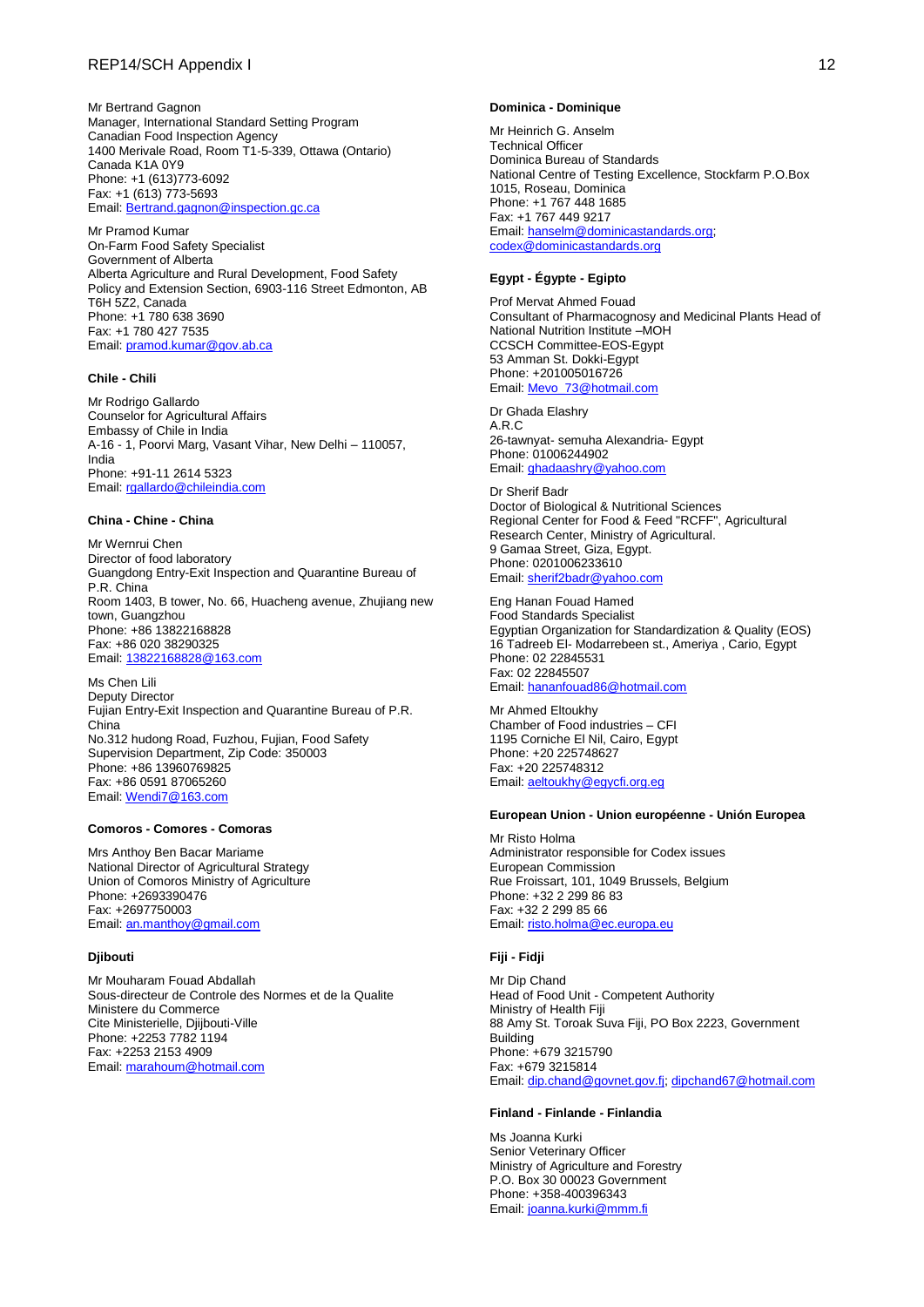Mr Bertrand Gagnon
Manager, International Standard Setting Program
Canadian Food Inspection Agency
1400 Merivale Road, Room T1-5-339, Ottawa (Ontario)
Canada K1A 0Y9
Phone: +1 (613)773-6092
Fax: +1 (613) 773-5693
Email: Bertrand.gagnon@inspection.gc.ca

Mr Pramod Kumar
On-Farm Food Safety Specialist
Government of Alberta
Alberta Agriculture and Rural Development, Food Safety Policy and Extension Section, 6903-116 Street Edmonton, AB T6H 5Z2, Canada
Phone: +1 780 638 3690
Fax: +1 780 427 7535
Email: pramod.kumar@gov.ab.ca

**Chile - Chili**

Mr Rodrigo Gallardo
Counselor for Agricultural Affairs
Embassy of Chile in India
A-16 - 1, Poorvi Marg, Vasant Vihar, New Delhi – 110057, India
Phone: +91-11 2614 5323
Email: rgallardo@chileindia.com

**China - Chine - China**

Mr Wernrui Chen
Director of food laboratory
Guangdong Entry-Exit Inspection and Quarantine Bureau of P.R. China
Room 1403, B tower, No. 66, Huacheng avenue, Zhujiang new town, Guangzhou
Phone: +86 13822168828
Fax: +86 020 38290325
Email: 13822168828@163.com

Ms Chen Lili
Deputy Director
Fujian Entry-Exit Inspection and Quarantine Bureau of P.R. China
No.312 hudong Road, Fuzhou, Fujian, Food Safety Supervision Department, Zip Code: 350003
Phone: +86 13960769825
Fax: +86 0591 87065260
Email: Wendi7@163.com

**Comoros - Comores - Comoras**

Mrs Anthoy Ben Bacar Mariame
National Director of Agricultural Strategy
Union of Comoros Ministry of Agriculture
Phone: +2693390476
Fax: +2697750003
Email: an.manthoy@gmail.com

**Djibouti**

Mr Mouharam Fouad Abdallah
Sous-directeur de Controle des Normes et de la Qualite
Ministere du Commerce
Cite Ministerielle, Djijbouti-Ville
Phone: +2253 7782 1194
Fax: +2253 2153 4909
Email: marahoum@hotmail.com

**Dominica - Dominique**

Mr Heinrich G. Anselm
Technical Officer
Dominica Bureau of Standards
National Centre of Testing Excellence, Stockfarm P.O.Box 1015, Roseau, Dominica
Phone: +1 767 448 1685
Fax: +1 767 449 9217
Email: hanselm@dominicastandards.org; codex@dominicastandards.org

**Egypt - Égypte - Egipto**

Prof Mervat Ahmed Fouad
Consultant of Pharmacognosy and Medicinal Plants Head of National Nutrition Institute –MOH
CCSCH Committee-EOS-Egypt
53 Amman St. Dokki-Egypt
Phone: +201005016726
Email: Mevo_73@hotmail.com

Dr Ghada Elashry
A.R.C
26-tawnyat- semuha Alexandria- Egypt
Phone: 01006244902
Email: ghadaashry@yahoo.com

Dr Sherif Badr
Doctor of Biological & Nutritional Sciences
Regional Center for Food & Feed "RCFF", Agricultural Research Center, Ministry of Agricultural.
9 Gamaa Street, Giza, Egypt.
Phone: 0201006233610
Email: sherif2badr@yahoo.com

Eng Hanan Fouad Hamed
Food Standards Specialist
Egyptian Organization for Standardization & Quality (EOS)
16 Tadreeb El- Modarrebeen st., Ameriya , Cario, Egypt
Phone: 02 22845531
Fax: 02 22845507
Email: hananfouad86@hotmail.com

Mr Ahmed Eltoukhy
Chamber of Food industries – CFI
1195 Corniche El Nil, Cairo, Egypt
Phone: +20 225748627
Fax: +20 225748312
Email: aeltoukhy@egycfi.org.eg

**European Union - Union européenne - Unión Europea**

Mr Risto Holma
Administrator responsible for Codex issues
European Commission
Rue Froissart, 101, 1049 Brussels, Belgium
Phone: +32 2 299 86 83
Fax: +32 2 299 85 66
Email: risto.holma@ec.europa.eu

**Fiji - Fidji**

Mr Dip Chand
Head of Food Unit - Competent Authority
Ministry of Health Fiji
88 Amy St. Toroak Suva Fiji, PO Box 2223, Government Building
Phone: +679 3215790
Fax: +679 3215814
Email: dip.chand@govnet.gov.fj; dipchand67@hotmail.com

**Finland - Finlande - Finlandia**

Ms Joanna Kurki
Senior Veterinary Officer
Ministry of Agriculture and Forestry
P.O. Box 30 00023 Government
Phone: +358-400396343
Email: joanna.kurki@mmm.fi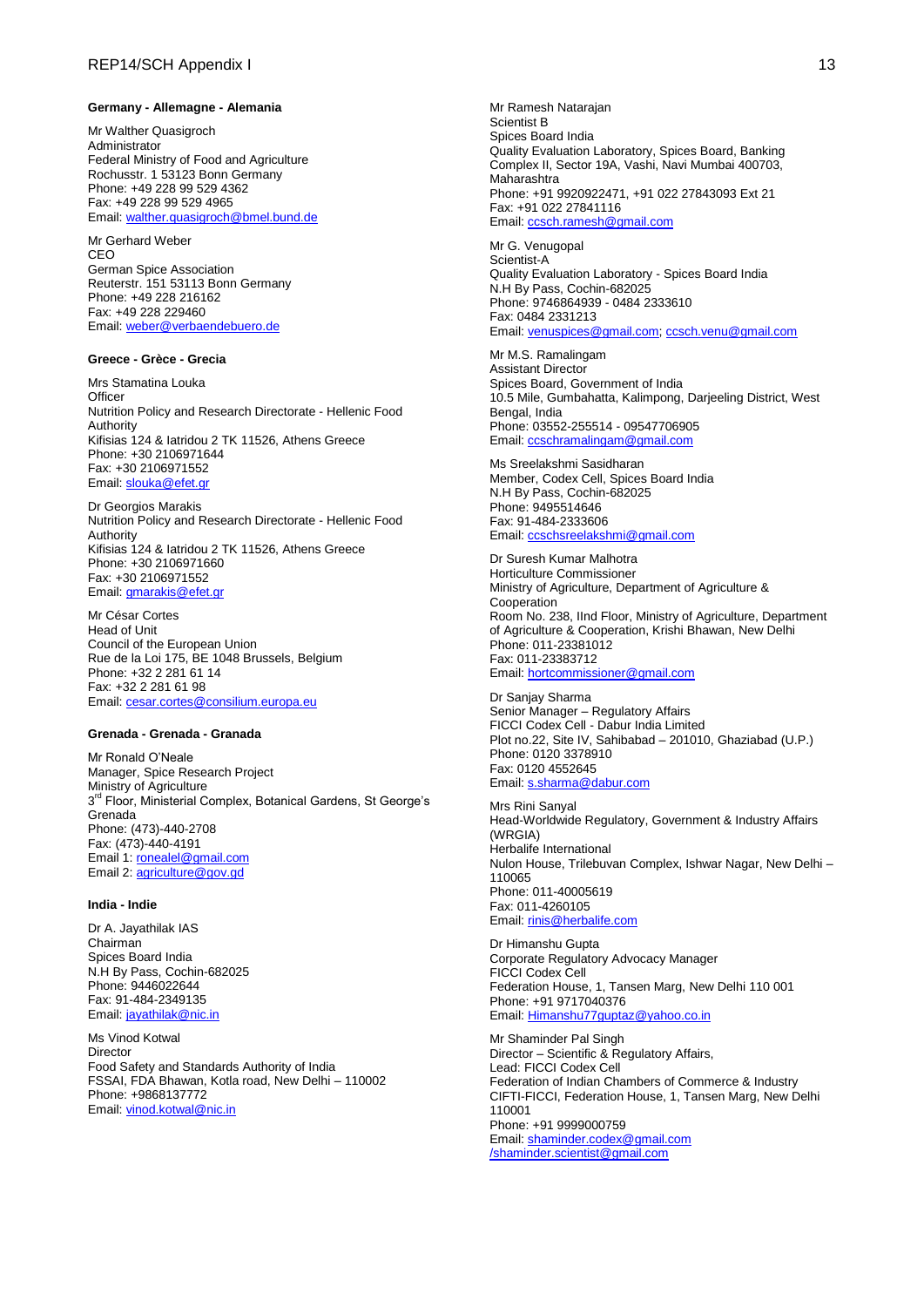**Germany - Allemagne - Alemania**

Mr Walther Quasigroch
Administrator
Federal Ministry of Food and Agriculture
Rochusstr. 1 53123 Bonn Germany
Phone: +49 228 99 529 4362
Fax: +49 228 99 529 4965
Email: walther.quasigroch@bmel.bund.de

Mr Gerhard Weber
CEO
German Spice Association
Reuterstr. 151 53113 Bonn Germany
Phone: +49 228 216162
Fax: +49 228 229460
Email: weber@verbaendebuero.de

**Greece - Grèce - Grecia**

Mrs Stamatina Louka
Officer
Nutrition Policy and Research Directorate - Hellenic Food Authority
Kifisias 124 & Iatridou 2 TK 11526, Athens Greece
Phone: +30 2106971644
Fax: +30 2106971552
Email: slouka@efet.gr

Dr Georgios Marakis
Nutrition Policy and Research Directorate - Hellenic Food Authority
Kifisias 124 & Iatridou 2 TK 11526, Athens Greece
Phone: +30 2106971660
Fax: +30 2106971552
Email: gmarakis@efet.gr

Mr César Cortes
Head of Unit
Council of the European Union
Rue de la Loi 175, BE 1048 Brussels, Belgium
Phone: +32 2 281 61 14
Fax: +32 2 281 61 98
Email: cesar.cortes@consilium.europa.eu

**Grenada - Grenada - Granada**

Mr Ronald O'Neale
Manager, Spice Research Project
Ministry of Agriculture
3rd Floor, Ministerial Complex, Botanical Gardens, St George's Grenada
Phone: (473)-440-2708
Fax: (473)-440-4191
Email 1: ronealel@gmail.com
Email 2: agriculture@gov.gd

**India - Indie**

Dr A. Jayathilak IAS
Chairman
Spices Board India
N.H By Pass, Cochin-682025
Phone: 9446022644
Fax: 91-484-2349135
Email: jayathilak@nic.in

Ms Vinod Kotwal
Director
Food Safety and Standards Authority of India
FSSAI, FDA Bhawan, Kotla road, New Delhi – 110002
Phone: +9868137772
Email: vinod.kotwal@nic.in

Mr Ramesh Natarajan
Scientist B
Spices Board India
Quality Evaluation Laboratory, Spices Board, Banking Complex II, Sector 19A, Vashi, Navi Mumbai 400703, Maharashtra
Phone: +91 9920922471, +91 022 27843093 Ext 21
Fax: +91 022 27841116
Email: ccsch.ramesh@gmail.com

Mr G. Venugopal
Scientist-A
Quality Evaluation Laboratory - Spices Board India
N.H By Pass, Cochin-682025
Phone: 9746864939 - 0484 2333610
Fax: 0484 2331213
Email: venuspices@gmail.com; ccsch.venu@gmail.com

Mr M.S. Ramalingam
Assistant Director
Spices Board, Government of India
10.5 Mile, Gumbahatta, Kalimpong, Darjeeling District, West Bengal, India
Phone: 03552-255514 - 09547706905
Email: ccschramalingam@gmail.com

Ms Sreelakshmi Sasidharan
Member, Codex Cell, Spices Board India
N.H By Pass, Cochin-682025
Phone: 9495514646
Fax: 91-484-2333606
Email: ccschsreelakshmi@gmail.com

Dr Suresh Kumar Malhotra
Horticulture Commissioner
Ministry of Agriculture, Department of Agriculture & Cooperation
Room No. 238, IInd Floor, Ministry of Agriculture, Department of Agriculture & Cooperation, Krishi Bhawan, New Delhi
Phone: 011-23381012
Fax: 011-23383712
Email: hortcommissioner@gmail.com

Dr Sanjay Sharma
Senior Manager – Regulatory Affairs
FICCI Codex Cell - Dabur India Limited
Plot no.22, Site IV, Sahibabad – 201010, Ghaziabad (U.P.)
Phone: 0120 3378910
Fax: 0120 4552645
Email: s.sharma@dabur.com

Mrs Rini Sanyal
Head-Worldwide Regulatory, Government & Industry Affairs (WRGIA)
Herbalife International
Nulon House, Trilebuvan Complex, Ishwar Nagar, New Delhi – 110065
Phone: 011-40005619
Fax: 011-4260105
Email: rinis@herbalife.com

Dr Himanshu Gupta
Corporate Regulatory Advocacy Manager
FICCI Codex Cell
Federation House, 1, Tansen Marg, New Delhi 110 001
Phone: +91 9717040376
Email: Himanshu77guptaz@yahoo.co.in

Mr Shaminder Pal Singh
Director – Scientific & Regulatory Affairs,
Lead: FICCI Codex Cell
Federation of Indian Chambers of Commerce & Industry
CIFTI-FICCI, Federation House, 1, Tansen Marg, New Delhi 110001
Phone: +91 9999000759
Email: shaminder.codex@gmail.com /shaminder.scientist@gmail.com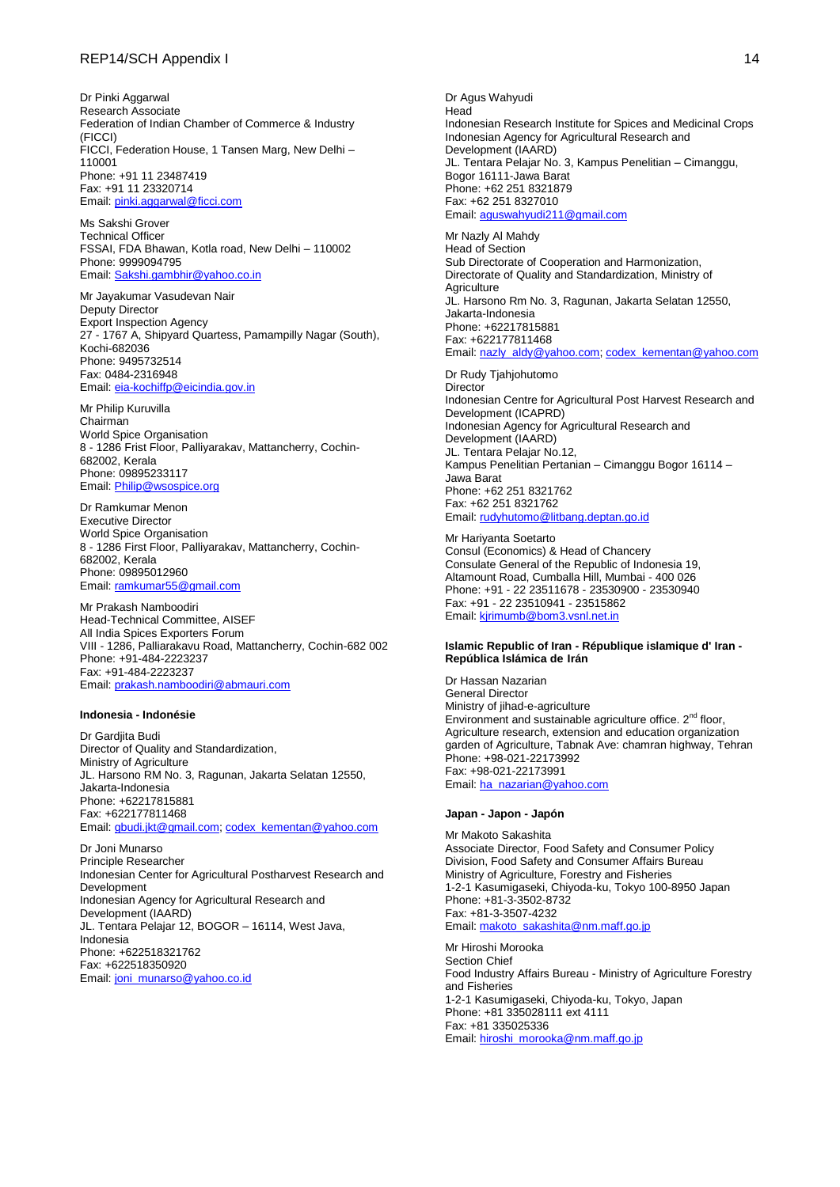Dr Pinki Aggarwal
Research Associate
Federation of Indian Chamber of Commerce & Industry (FICCI)
FICCI, Federation House, 1 Tansen Marg, New Delhi – 110001
Phone: +91 11 23487419
Fax: +91 11 23320714
Email: pinki.aggarwal@ficci.com

Ms Sakshi Grover
Technical Officer
FSSAI, FDA Bhawan, Kotla road, New Delhi – 110002
Phone: 9999094795
Email: Sakshi.gambhir@yahoo.co.in

Mr Jayakumar Vasudevan Nair
Deputy Director
Export Inspection Agency
27 - 1767 A, Shipyard Quartess, Pamampilly Nagar (South), Kochi-682036
Phone: 9495732514
Fax: 0484-2316948
Email: eia-kochiffp@eicindia.gov.in

Mr Philip Kuruvilla
Chairman
World Spice Organisation
8 - 1286 Frist Floor, Palliyarakav, Mattancherry, Cochin-682002, Kerala
Phone: 09895233117
Email: Philip@wsospice.org

Dr Ramkumar Menon
Executive Director
World Spice Organisation
8 - 1286 First Floor, Palliyarakav, Mattancherry, Cochin-682002, Kerala
Phone: 09895012960
Email: ramkumar55@gmail.com

Mr Prakash Namboodiri
Head-Technical Committee, AISEF
All India Spices Exporters Forum
VIII - 1286, Palliarakavu Road, Mattancherry, Cochin-682 002
Phone: +91-484-2223237
Fax: +91-484-2223237
Email: prakash.namboodiri@abmauri.com

**Indonesia - Indonésie**

Dr Gardjita Budi
Director of Quality and Standardization,
Ministry of Agriculture
JL. Harsono RM No. 3, Ragunan, Jakarta Selatan 12550, Jakarta-Indonesia
Phone: +62217815881
Fax: +622177811468
Email: gbudi.jkt@gmail.com; codex_kementan@yahoo.com

Dr Joni Munarso
Principle Researcher
Indonesian Center for Agricultural Postharvest Research and Development
Indonesian Agency for Agricultural Research and Development (IAARD)
JL. Tentara Pelajar 12, BOGOR – 16114, West Java, Indonesia
Phone: +622518321762
Fax: +622518350920
Email: joni_munarso@yahoo.co.id

Dr Agus Wahyudi
Head
Indonesian Research Institute for Spices and Medicinal Crops
Indonesian Agency for Agricultural Research and Development (IAARD)
JL. Tentara Pelajar No. 3, Kampus Penelitian – Cimanggu, Bogor 16111-Jawa Barat
Phone: +62 251 8321879
Fax: +62 251 8327010
Email: aguswahyudi211@gmail.com

Mr Nazly Al Mahdy
Head of Section
Sub Directorate of Cooperation and Harmonization, Directorate of Quality and Standardization, Ministry of Agriculture
JL. Harsono Rm No. 3, Ragunan, Jakarta Selatan 12550, Jakarta-Indonesia
Phone: +62217815881
Fax: +622177811468
Email: nazly_aldy@yahoo.com; codex_kementan@yahoo.com

Dr Rudy Tjahjohutomo
Director
Indonesian Centre for Agricultural Post Harvest Research and Development (ICAPRD)
Indonesian Agency for Agricultural Research and Development (IAARD)
JL. Tentara Pelajar No.12,
Kampus Penelitian Pertanian – Cimanggu Bogor 16114 – Jawa Barat
Phone: +62 251 8321762
Fax: +62 251 8321762
Email: rudyhutomo@litbang.deptan.go.id

Mr Hariyanta Soetarto
Consul (Economics) & Head of Chancery
Consulate General of the Republic of Indonesia 19, Altamount Road, Cumballa Hill, Mumbai - 400 026
Phone: +91 - 22 23511678 - 23530900 - 23530940
Fax: +91 - 22 23510941 - 23515862
Email: kjrimumb@bom3.vsnl.net.in

**Islamic Republic of Iran - République islamique d' Iran - República Islámica de Irán**

Dr Hassan Nazarian
General Director
Ministry of jihad-e-agriculture
Environment and sustainable agriculture office. 2nd floor, Agriculture research, extension and education organization garden of Agriculture, Tabnak Ave: chamran highway, Tehran
Phone: +98-021-22173992
Fax: +98-021-22173991
Email: ha_nazarian@yahoo.com

**Japan - Japon - Japón**

Mr Makoto Sakashita
Associate Director, Food Safety and Consumer Policy Division, Food Safety and Consumer Affairs Bureau
Ministry of Agriculture, Forestry and Fisheries
1-2-1 Kasumigaseki, Chiyoda-ku, Tokyo 100-8950 Japan
Phone: +81-3-3502-8732
Fax: +81-3-3507-4232
Email: makoto_sakashita@nm.maff.go.jp

Mr Hiroshi Morooka
Section Chief
Food Industry Affairs Bureau - Ministry of Agriculture Forestry and Fisheries
1-2-1 Kasumigaseki, Chiyoda-ku, Tokyo, Japan
Phone: +81 335028111 ext 4111
Fax: +81 335025336
Email: hiroshi_morooka@nm.maff.go.jp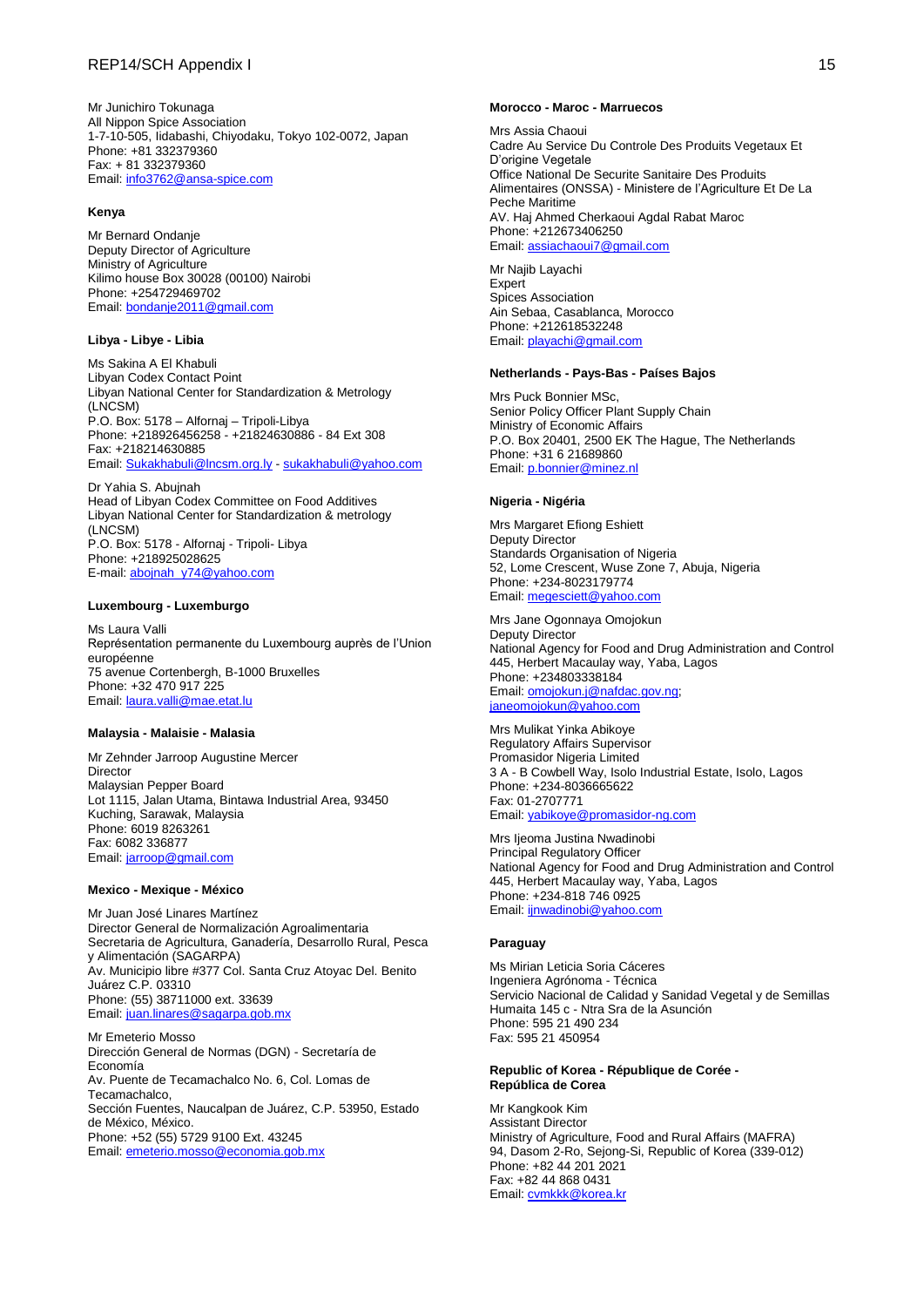Mr Junichiro Tokunaga
All Nippon Spice Association
1-7-10-505, Iidabashi, Chiyodaku, Tokyo 102-0072, Japan
Phone: +81 332379360
Fax: + 81 332379360
Email: info3762@ansa-spice.com

**Kenya**

Mr Bernard Ondanje
Deputy Director of Agriculture
Ministry of Agriculture
Kilimo house Box 30028 (00100) Nairobi
Phone: +254729469702
Email: bondanje2011@gmail.com

**Libya - Libye - Libia**

Ms Sakina A El Khabuli
Libyan Codex Contact Point
Libyan National Center for Standardization & Metrology (LNCSM)
P.O. Box: 5178 – Alfornaj – Tripoli-Libya
Phone: +218926456258 - +21824630886 - 84 Ext 308
Fax: +218214630885
Email: Sukakhabuli@lncsm.org.ly - sukakhabuli@yahoo.com

Dr Yahia S. Abujnah
Head of Libyan Codex Committee on Food Additives
Libyan National Center for Standardization & metrology (LNCSM)
P.O. Box: 5178 - Alfornaj - Tripoli- Libya
Phone: +218925028625
E-mail: abojnah_y74@yahoo.com

**Luxembourg - Luxemburgo**

Ms Laura Valli
Représentation permanente du Luxembourg auprès de l'Union européenne
75 avenue Cortenbergh, B-1000 Bruxelles
Phone: +32 470 917 225
Email: laura.valli@mae.etat.lu

**Malaysia - Malaisie - Malasia**

Mr Zehnder Jarroop Augustine Mercer
Director
Malaysian Pepper Board
Lot 1115, Jalan Utama, Bintawa Industrial Area, 93450 Kuching, Sarawak, Malaysia
Phone: 6019 8263261
Fax: 6082 336877
Email: jarroop@gmail.com

**Mexico - Mexique - México**

Mr Juan José Linares Martínez
Director General de Normalización Agroalimentaria
Secretaria de Agricultura, Ganadería, Desarrollo Rural, Pesca y Alimentación (SAGARPA)
Av. Municipio libre #377 Col. Santa Cruz Atoyac Del. Benito Juárez C.P. 03310
Phone: (55) 38711000 ext. 33639
Email: juan.linares@sagarpa.gob.mx

Mr Emeterio Mosso
Dirección General de Normas (DGN) - Secretaría de Economía
Av. Puente de Tecamachalco No. 6, Col. Lomas de Tecamachalco,
Sección Fuentes, Naucalpan de Juárez, C.P. 53950, Estado de México, México.
Phone: +52 (55) 5729 9100 Ext. 43245
Email: emeterio.mosso@economia.gob.mx

**Morocco - Maroc - Marruecos**

Mrs Assia Chaoui
Cadre Au Service Du Controle Des Produits Vegetaux Et D'origine Vegetale
Office National De Securite Sanitaire Des Produits Alimentaires (ONSSA) - Ministere de l'Agriculture Et De La Peche Maritime
AV. Haj Ahmed Cherkaoui Agdal Rabat Maroc
Phone: +212673406250
Email: assiachaoui7@gmail.com

Mr Najib Layachi
Expert
Spices Association
Ain Sebaa, Casablanca, Morocco
Phone: +212618532248
Email: playachi@gmail.com

**Netherlands - Pays-Bas - Países Bajos**

Mrs Puck Bonnier MSc,
Senior Policy Officer Plant Supply Chain
Ministry of Economic Affairs
P.O. Box 20401, 2500 EK The Hague, The Netherlands
Phone: +31 6 21689860
Email: p.bonnier@minez.nl

**Nigeria - Nigéria**

Mrs Margaret Efiong Eshiett
Deputy Director
Standards Organisation of Nigeria
52, Lome Crescent, Wuse Zone 7, Abuja, Nigeria
Phone: +234-8023179774
Email: megesciett@yahoo.com

Mrs Jane Ogonnaya Omojokun
Deputy Director
National Agency for Food and Drug Administration and Control
445, Herbert Macaulay way, Yaba, Lagos
Phone: +234803338184
Email: omojokun.j@nafdac.gov.ng; janeomojokun@yahoo.com

Mrs Mulikat Yinka Abikoye
Regulatory Affairs Supervisor
Promasidor Nigeria Limited
3 A - B Cowbell Way, Isolo Industrial Estate, Isolo, Lagos
Phone: +234-8036665622
Fax: 01-2707771
Email: yabikoye@promasidor-ng.com

Mrs Ijeoma Justina Nwadinobi
Principal Regulatory Officer
National Agency for Food and Drug Administration and Control
445, Herbert Macaulay way, Yaba, Lagos
Phone: +234-818 746 0925
Email: ijnwadinobi@yahoo.com

**Paraguay**

Ms Mirian Leticia Soria Cáceres
Ingeniera Agrónoma - Técnica
Servicio Nacional de Calidad y Sanidad Vegetal y de Semillas
Humaita 145 c - Ntra Sra de la Asunción
Phone: 595 21 490 234
Fax: 595 21 450954

**Republic of Korea - République de Corée - República de Corea**

Mr Kangkook Kim
Assistant Director
Ministry of Agriculture, Food and Rural Affairs (MAFRA)
94, Dasom 2-Ro, Sejong-Si, Republic of Korea (339-012)
Phone: +82 44 201 2021
Fax: +82 44 868 0431
Email: cvmkkk@korea.kr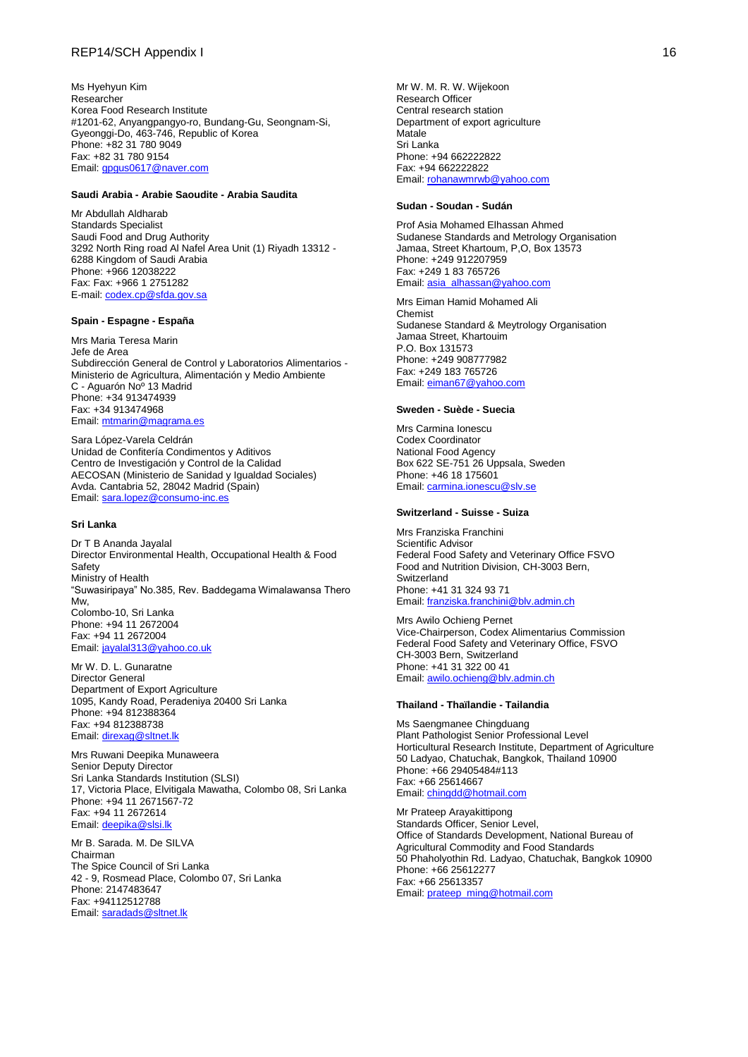Ms Hyehyun Kim
Researcher
Korea Food Research Institute
#1201-62, Anyangpangyo-ro, Bundang-Gu, Seongnam-Si, Gyeonggi-Do, 463-746, Republic of Korea
Phone: +82 31 780 9049
Fax: +82 31 780 9154
Email: gpgus0617@naver.com

**Saudi Arabia - Arabie Saoudite - Arabia Saudita**

Mr Abdullah Aldharab
Standards Specialist
Saudi Food and Drug Authority
3292 North Ring road Al Nafel Area Unit (1) Riyadh 13312 - 6288 Kingdom of Saudi Arabia
Phone: +966 12038222
Fax: Fax: +966 1 2751282
E-mail: codex.cp@sfda.gov.sa

**Spain - Espagne - España**

Mrs Maria Teresa Marin
Jefe de Area
Subdirección General de Control y Laboratorios Alimentarios - Ministerio de Agricultura, Alimentación y Medio Ambiente
C - Aguarón Noº 13 Madrid
Phone: +34 913474939
Fax: +34 913474968
Email: mtmarin@magrama.es

Sara López-Varela Celdrán
Unidad de Confitería Condimentos y Aditivos
Centro de Investigación y Control de la Calidad
AECOSAN (Ministerio de Sanidad y Igualdad Sociales)
Avda. Cantabria 52, 28042 Madrid (Spain)
Email: sara.lopez@consumo-inc.es

**Sri Lanka**

Dr T B Ananda Jayalal
Director Environmental Health, Occupational Health & Food Safety
Ministry of Health
"Suwasiripaya" No.385, Rev. Baddegama Wimalawansa Thero Mw,
Colombo-10, Sri Lanka
Phone: +94 11 2672004
Fax: +94 11 2672004
Email: jayalal313@yahoo.co.uk

Mr W. D. L. Gunaratne
Director General
Department of Export Agriculture
1095, Kandy Road, Peradeniya 20400 Sri Lanka
Phone: +94 812388364
Fax: +94 812388738
Email: direxag@sltnet.lk

Mrs Ruwani Deepika Munaweera
Senior Deputy Director
Sri Lanka Standards Institution (SLSI)
17, Victoria Place, Elvitigala Mawatha, Colombo 08, Sri Lanka
Phone: +94 11 2671567-72
Fax: +94 11 2672614
Email: deepika@slsi.lk

Mr B. Sarada. M. De SILVA
Chairman
The Spice Council of Sri Lanka
42 - 9, Rosmead Place, Colombo 07, Sri Lanka
Phone: 2147483647
Fax: +94112512788
Email: saradads@sltnet.lk

Mr W. M. R. W. Wijekoon
Research Officer
Central research station
Department of export agriculture
Matale
Sri Lanka
Phone: +94 662222822
Fax: +94 662222822
Email: rohanawmrwb@yahoo.com

**Sudan - Soudan - Sudán**

Prof Asia Mohamed Elhassan Ahmed
Sudanese Standards and Metrology Organisation
Jamaa, Street Khartoum, P,O, Box 13573
Phone: +249 912207959
Fax: +249 1 83 765726
Email: asia_alhassan@yahoo.com

Mrs Eiman Hamid Mohamed Ali
Chemist
Sudanese Standard & Meytrology Organisation
Jamaa Street, Khartouim
P.O. Box 131573
Phone: +249 908777982
Fax: +249 183 765726
Email: eiman67@yahoo.com

**Sweden - Suède - Suecia**

Mrs Carmina Ionescu
Codex Coordinator
National Food Agency
Box 622 SE-751 26 Uppsala, Sweden
Phone: +46 18 175601
Email: carmina.ionescu@slv.se

**Switzerland - Suisse - Suiza**

Mrs Franziska Franchini
Scientific Advisor
Federal Food Safety and Veterinary Office FSVO
Food and Nutrition Division, CH-3003 Bern, Switzerland
Phone: +41 31 324 93 71
Email: franziska.franchini@blv.admin.ch

Mrs Awilo Ochieng Pernet
Vice-Chairperson, Codex Alimentarius Commission
Federal Food Safety and Veterinary Office, FSVO
CH-3003 Bern, Switzerland
Phone: +41 31 322 00 41
Email: awilo.ochieng@blv.admin.ch

**Thailand - Thaïlandie - Tailandia**

Ms Saengmanee Chingduang
Plant Pathologist Senior Professional Level
Horticultural Research Institute, Department of Agriculture
50 Ladyao, Chatuchak, Bangkok, Thailand 10900
Phone: +66 29405484#113
Fax: +66 25614667
Email: chingdd@hotmail.com

Mr Prateep Arayakittipong
Standards Officer, Senior Level,
Office of Standards Development, National Bureau of Agricultural Commodity and Food Standards
50 Phaholyothin Rd. Ladyao, Chatuchak, Bangkok 10900
Phone: +66 25612277
Fax: +66 25613357
Email: prateep_ming@hotmail.com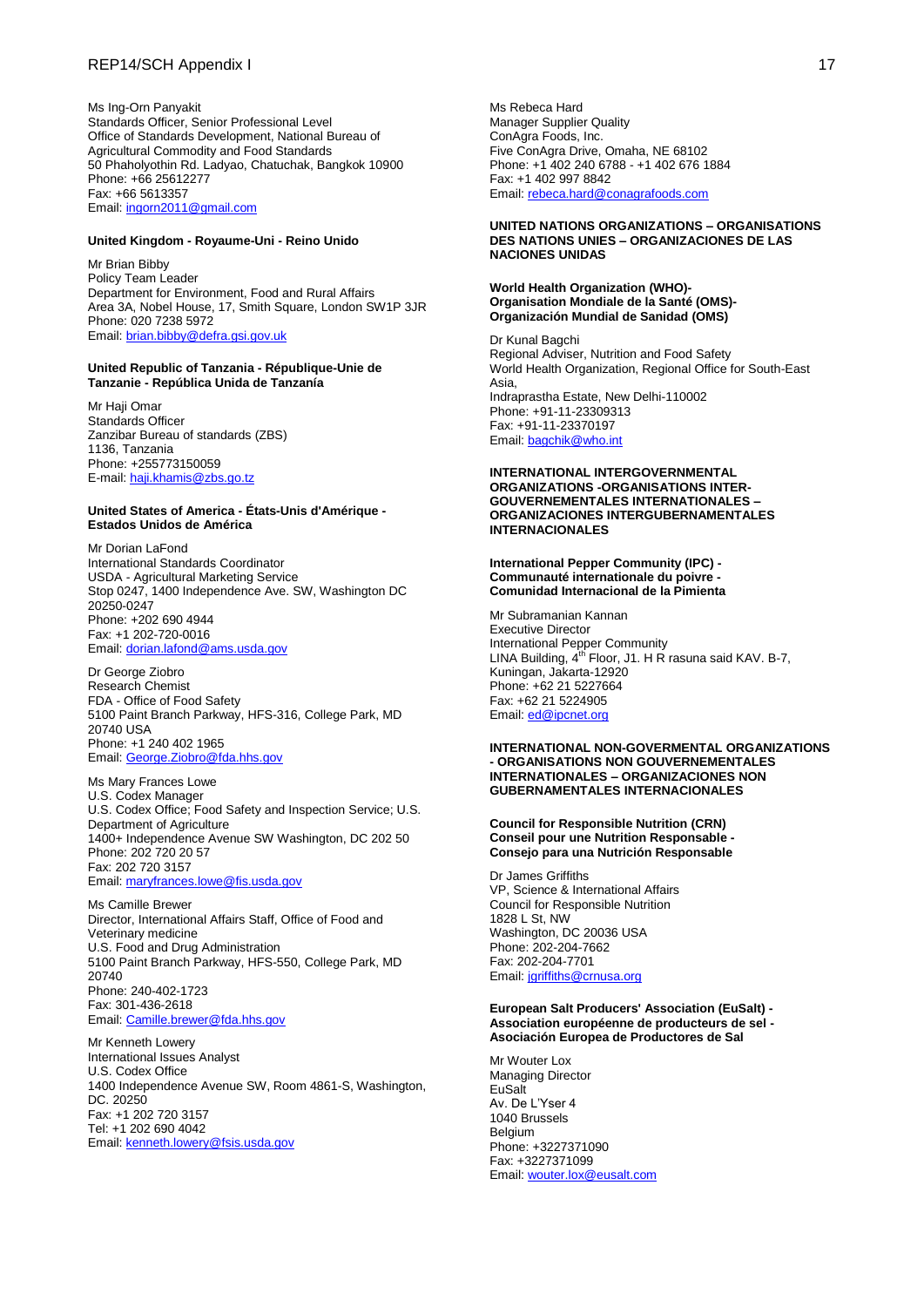Ms Ing-Orn Panyakit
Standards Officer, Senior Professional Level
Office of Standards Development, National Bureau of Agricultural Commodity and Food Standards
50 Phaholyothin Rd. Ladyao, Chatuchak, Bangkok 10900
Phone: +66 25612277
Fax: +66 5613357
Email: ingorn2011@gmail.com

**United Kingdom - Royaume-Uni - Reino Unido**

Mr Brian Bibby
Policy Team Leader
Department for Environment, Food and Rural Affairs
Area 3A, Nobel House, 17, Smith Square, London SW1P 3JR
Phone: 020 7238 5972
Email: brian.bibby@defra.gsi.gov.uk

**United Republic of Tanzania - République-Unie de Tanzanie - República Unida de Tanzanía**

Mr Haji Omar
Standards Officer
Zanzibar Bureau of standards (ZBS)
1136, Tanzania
Phone: +255773150059
E-mail: haji.khamis@zbs.go.tz

**United States of America - États-Unis d'Amérique - Estados Unidos de América**

Mr Dorian LaFond
International Standards Coordinator
USDA - Agricultural Marketing Service
Stop 0247, 1400 Independence Ave. SW, Washington DC 20250-0247
Phone: +202 690 4944
Fax: +1 202-720-0016
Email: dorian.lafond@ams.usda.gov

Dr George Ziobro
Research Chemist
FDA - Office of Food Safety
5100 Paint Branch Parkway, HFS-316, College Park, MD 20740 USA
Phone: +1 240 402 1965
Email: George.Ziobro@fda.hhs.gov

Ms Mary Frances Lowe
U.S. Codex Manager
U.S. Codex Office; Food Safety and Inspection Service; U.S. Department of Agriculture
1400+ Independence Avenue SW Washington, DC 202 50
Phone: 202 720 20 57
Fax: 202 720 3157
Email: maryfrances.lowe@fis.usda.gov

Ms Camille Brewer
Director, International Affairs Staff, Office of Food and Veterinary medicine
U.S. Food and Drug Administration
5100 Paint Branch Parkway, HFS-550, College Park, MD 20740
Phone: 240-402-1723
Fax: 301-436-2618
Email: Camille.brewer@fda.hhs.gov

Mr Kenneth Lowery
International Issues Analyst
U.S. Codex Office
1400 Independence Avenue SW, Room 4861-S, Washington, DC. 20250
Fax: +1 202 720 3157
Tel: +1 202 690 4042
Email: kenneth.lowery@fsis.usda.gov

Ms Rebeca Hard
Manager Supplier Quality
ConAgra Foods, Inc.
Five ConAgra Drive, Omaha, NE 68102
Phone: +1 402 240 6788 - +1 402 676 1884
Fax: +1 402 997 8842
Email: rebeca.hard@conagrafoods.com

**UNITED NATIONS ORGANIZATIONS – ORGANISATIONS DES NATIONS UNIES – ORGANIZACIONES DE LAS NACIONES UNIDAS**

**World Health Organization (WHO)- Organisation Mondiale de la Santé (OMS)- Organización Mundial de Sanidad (OMS)**

Dr Kunal Bagchi
Regional Adviser, Nutrition and Food Safety
World Health Organization, Regional Office for South-East Asia,
Indraprastha Estate, New Delhi-110002
Phone: +91-11-23309313
Fax: +91-11-23370197
Email: bagchik@who.int

**INTERNATIONAL INTERGOVERNMENTAL ORGANIZATIONS -ORGANISATIONS INTER-GOUVERNEMENTALES INTERNATIONALES – ORGANIZACIONES INTERGUBERNAMENTALES INTERNACIONALES**

**International Pepper Community (IPC) - Communauté internationale du poivre - Comunidad Internacional de la Pimienta**

Mr Subramanian Kannan
Executive Director
International Pepper Community
LINA Building, 4th Floor, J1. H R rasuna said KAV. B-7, Kuningan, Jakarta-12920
Phone: +62 21 5227664
Fax: +62 21 5224905
Email: ed@ipcnet.org

**INTERNATIONAL NON-GOVERMENTAL ORGANIZATIONS - ORGANISATIONS NON GOUVERNEMENTALES INTERNATIONALES – ORGANIZACIONES NON GUBERNAMENTALES INTERNACIONALES**

**Council for Responsible Nutrition (CRN) Conseil pour une Nutrition Responsable - Consejo para una Nutrición Responsable**

Dr James Griffiths
VP, Science & International Affairs
Council for Responsible Nutrition
1828 L St, NW
Washington, DC 20036 USA
Phone: 202-204-7662
Fax: 202-204-7701
Email: jgriffiths@crnusa.org

**European Salt Producers' Association (EuSalt) - Association européenne de producteurs de sel - Asociación Europea de Productores de Sal**

Mr Wouter Lox
Managing Director
EuSalt
Av. De L'Yser 4
1040 Brussels
Belgium
Phone: +3227371090
Fax: +3227371099
Email: wouter.lox@eusalt.com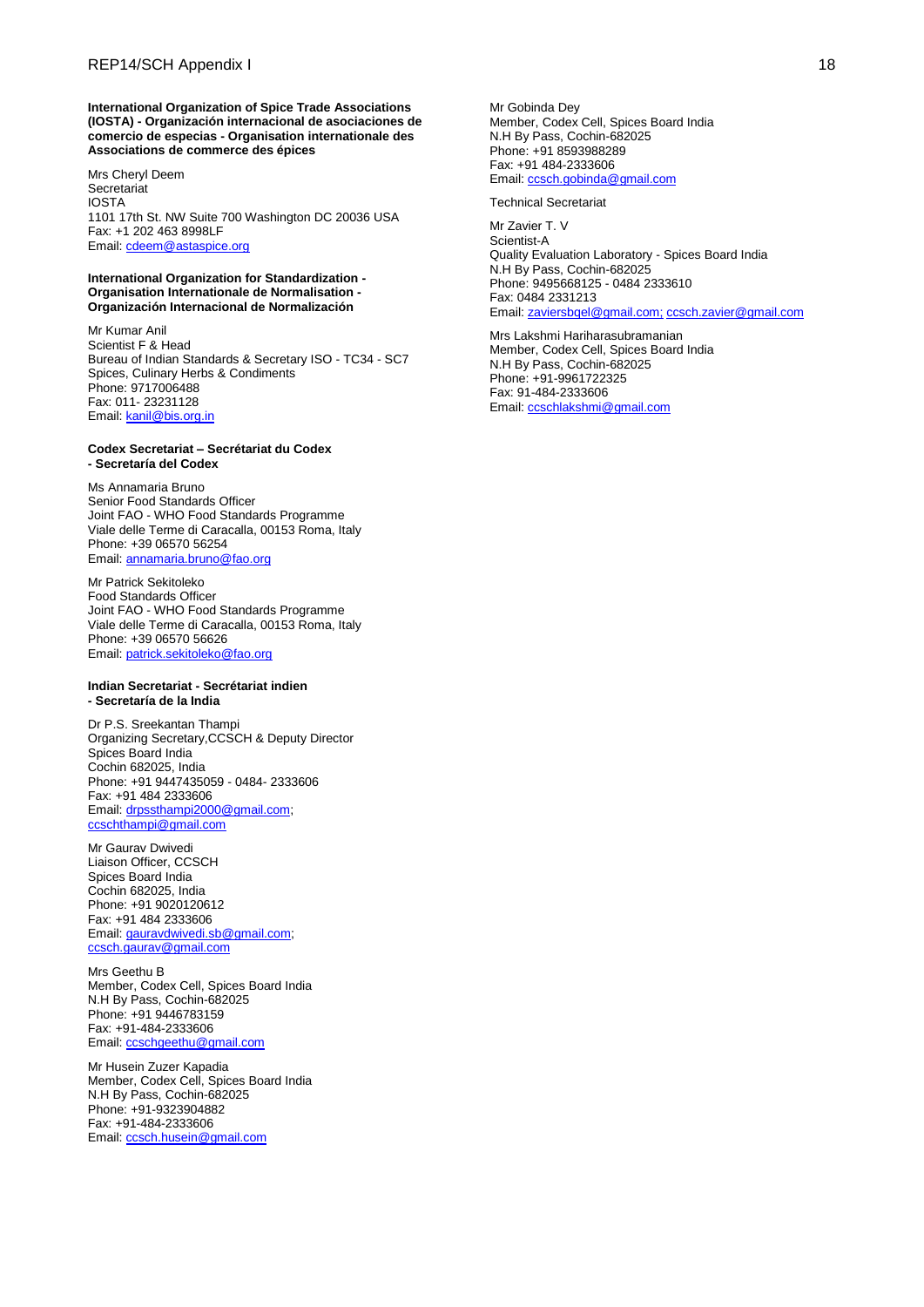**International Organization of Spice Trade Associations (IOSTA) - Organización internacional de asociaciones de comercio de especias - Organisation internationale des Associations de commerce des épices**

Mrs Cheryl Deem
Secretariat
IOSTA
1101 17th St. NW Suite 700 Washington DC 20036 USA
Fax: +1 202 463 8998LF
Email: cdeem@astaspice.org

**International Organization for Standardization - Organisation Internationale de Normalisation - Organización Internacional de Normalización**

Mr Kumar Anil
Scientist F & Head
Bureau of Indian Standards & Secretary ISO - TC34 - SC7
Spices, Culinary Herbs & Condiments
Phone: 9717006488
Fax: 011- 23231128
Email: kanil@bis.org.in

**Codex Secretariat – Secrétariat du Codex - Secretaría del Codex**

Ms Annamaria Bruno
Senior Food Standards Officer
Joint FAO - WHO Food Standards Programme
Viale delle Terme di Caracalla, 00153 Roma, Italy
Phone: +39 06570 56254
Email: annamaria.bruno@fao.org

Mr Patrick Sekitoleko
Food Standards Officer
Joint FAO - WHO Food Standards Programme
Viale delle Terme di Caracalla, 00153 Roma, Italy
Phone: +39 06570 56626
Email: patrick.sekitoleko@fao.org

**Indian Secretariat - Secrétariat indien - Secretaría de la India**

Dr P.S. Sreekantan Thampi
Organizing Secretary,CCSCH & Deputy Director
Spices Board India
Cochin 682025, India
Phone: +91 9447435059 - 0484- 2333606
Fax: +91 484 2333606
Email: drpssthampi2000@gmail.com; ccschthampi@gmail.com

Mr Gaurav Dwivedi
Liaison Officer, CCSCH
Spices Board India
Cochin 682025, India
Phone: +91 9020120612
Fax: +91 484 2333606
Email: gauravdwivedi.sb@gmail.com; ccsch.gaurav@gmail.com

Mrs Geethu B
Member, Codex Cell, Spices Board India
N.H By Pass, Cochin-682025
Phone: +91 9446783159
Fax: +91-484-2333606
Email: ccschgeethu@gmail.com

Mr Husein Zuzer Kapadia
Member, Codex Cell, Spices Board India
N.H By Pass, Cochin-682025
Phone: +91-9323904882
Fax: +91-484-2333606
Email: ccsch.husein@gmail.com

Mr Gobinda Dey
Member, Codex Cell, Spices Board India
N.H By Pass, Cochin-682025
Phone: +91 8593988289
Fax: +91 484-2333606
Email: ccsch.gobinda@gmail.com

Technical Secretariat

Mr Zavier T. V
Scientist-A
Quality Evaluation Laboratory - Spices Board India
N.H By Pass, Cochin-682025
Phone: 9495668125 - 0484 2333610
Fax: 0484 2331213
Email: zaviersbqel@gmail.com; ccsch.zavier@gmail.com

Mrs Lakshmi Hariharasubramanian
Member, Codex Cell, Spices Board India
N.H By Pass, Cochin-682025
Phone: +91-9961722325
Fax: 91-484-2333606
Email: ccschlakshmi@gmail.com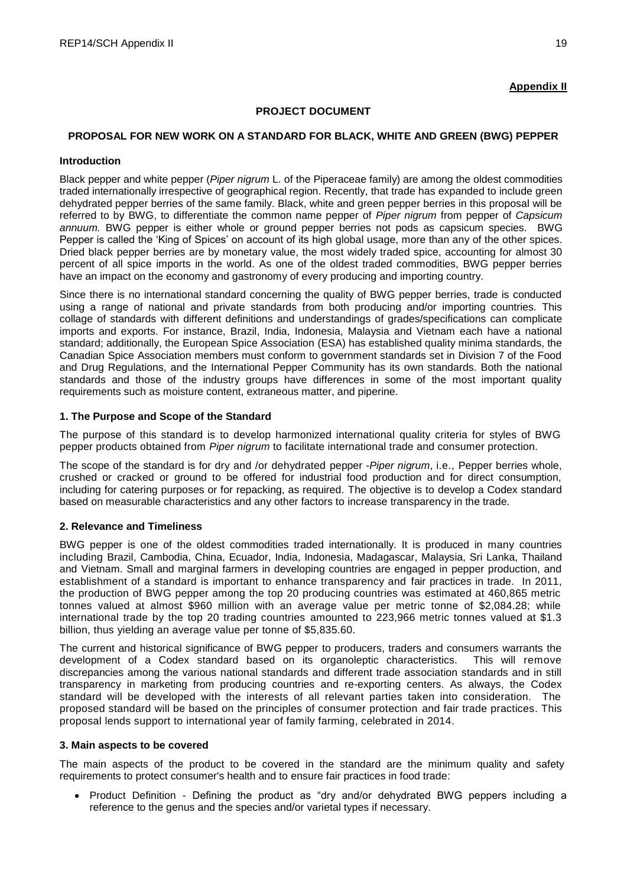**Appendix II**

**PROJECT DOCUMENT**

**PROPOSAL FOR NEW WORK ON A STANDARD FOR BLACK, WHITE AND GREEN (BWG) PEPPER**

**Introduction**

Black pepper and white pepper (*Piper nigrum* L. of the Piperaceae family) are among the oldest commodities traded internationally irrespective of geographical region. Recently, that trade has expanded to include green dehydrated pepper berries of the same family. Black, white and green pepper berries in this proposal will be referred to by BWG, to differentiate the common name pepper of *Piper nigrum* from pepper of *Capsicum annuum.* BWG pepper is either whole or ground pepper berries not pods as capsicum species. BWG Pepper is called the 'King of Spices' on account of its high global usage, more than any of the other spices. Dried black pepper berries are by monetary value, the most widely traded spice, accounting for almost 30 percent of all spice imports in the world. As one of the oldest traded commodities, BWG pepper berries have an impact on the economy and gastronomy of every producing and importing country.

Since there is no international standard concerning the quality of BWG pepper berries, trade is conducted using a range of national and private standards from both producing and/or importing countries. This collage of standards with different definitions and understandings of grades/specifications can complicate imports and exports. For instance, Brazil, India, Indonesia, Malaysia and Vietnam each have a national standard; additionally, the European Spice Association (ESA) has established quality minima standards, the Canadian Spice Association members must conform to government standards set in Division 7 of the Food and Drug Regulations, and the International Pepper Community has its own standards. Both the national standards and those of the industry groups have differences in some of the most important quality requirements such as moisture content, extraneous matter, and piperine.

**1. The Purpose and Scope of the Standard**

The purpose of this standard is to develop harmonized international quality criteria for styles of BWG pepper products obtained from *Piper nigrum* to facilitate international trade and consumer protection.

The scope of the standard is for dry and /or dehydrated pepper -*Piper nigrum*, i.e., Pepper berries whole, crushed or cracked or ground to be offered for industrial food production and for direct consumption, including for catering purposes or for repacking, as required. The objective is to develop a Codex standard based on measurable characteristics and any other factors to increase transparency in the trade.

**2. Relevance and Timeliness**

BWG pepper is one of the oldest commodities traded internationally. It is produced in many countries including Brazil, Cambodia, China, Ecuador, India, Indonesia, Madagascar, Malaysia, Sri Lanka, Thailand and Vietnam. Small and marginal farmers in developing countries are engaged in pepper production, and establishment of a standard is important to enhance transparency and fair practices in trade. In 2011, the production of BWG pepper among the top 20 producing countries was estimated at 460,865 metric tonnes valued at almost $960 million with an average value per metric tonne of $2,084.28; while international trade by the top 20 trading countries amounted to 223,966 metric tonnes valued at $1.3 billion, thus yielding an average value per tonne of $5,835.60.

The current and historical significance of BWG pepper to producers, traders and consumers warrants the development of a Codex standard based on its organoleptic characteristics. This will remove discrepancies among the various national standards and different trade association standards and in still transparency in marketing from producing countries and re-exporting centers. As always, the Codex standard will be developed with the interests of all relevant parties taken into consideration. The proposed standard will be based on the principles of consumer protection and fair trade practices. This proposal lends support to international year of family farming, celebrated in 2014.

**3. Main aspects to be covered**

The main aspects of the product to be covered in the standard are the minimum quality and safety requirements to protect consumer's health and to ensure fair practices in food trade:

- Product Definition - Defining the product as "dry and/or dehydrated BWG peppers including a reference to the genus and the species and/or varietal types if necessary.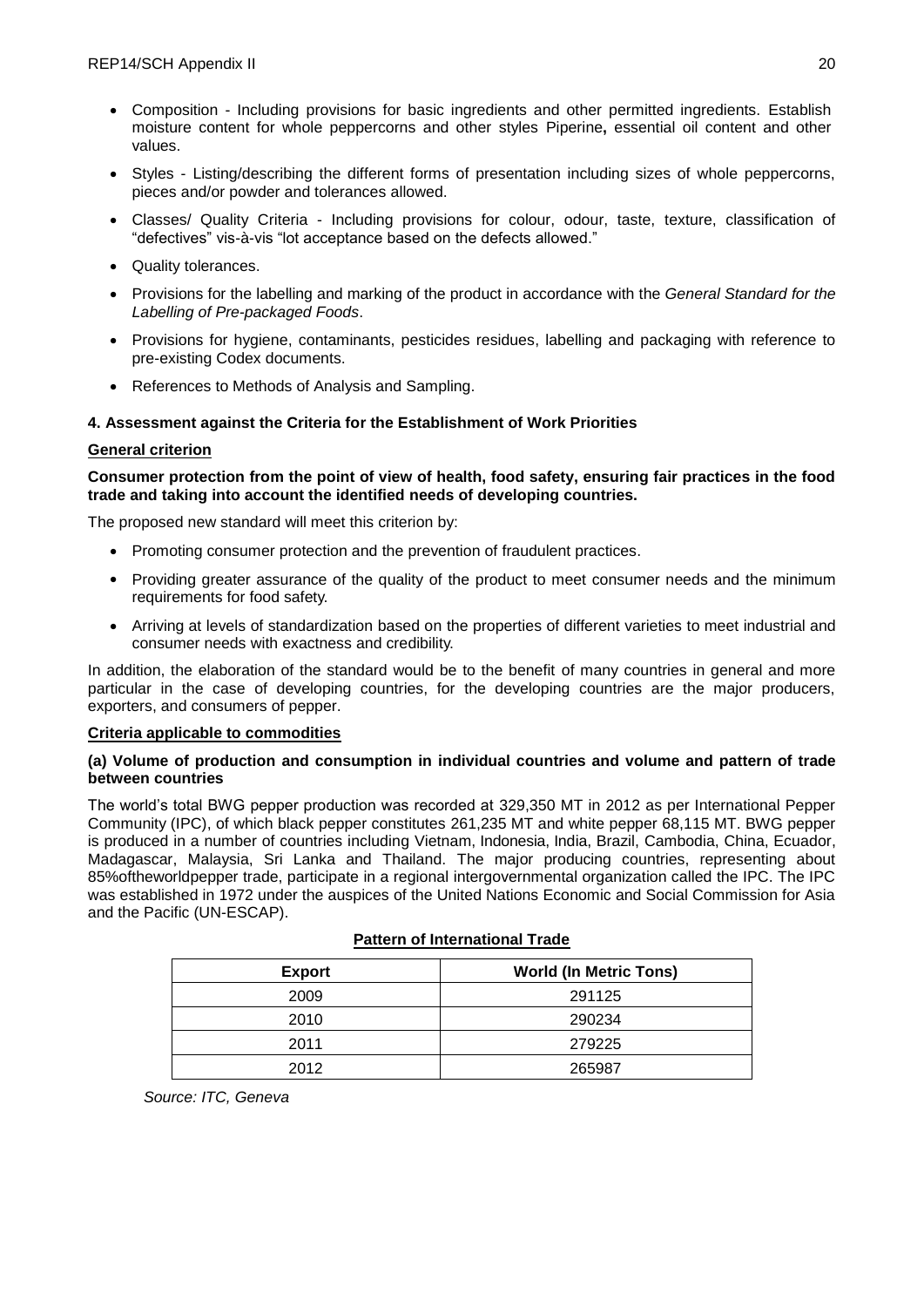- Composition - Including provisions for basic ingredients and other permitted ingredients. Establish moisture content for whole peppercorns and other styles Piperine**,** essential oil content and other values.
- Styles - Listing/describing the different forms of presentation including sizes of whole peppercorns, pieces and/or powder and tolerances allowed.
- Classes/ Quality Criteria - Including provisions for colour, odour, taste, texture, classification of "defectives" vis-à-vis "lot acceptance based on the defects allowed."
- Quality tolerances.
- Provisions for the labelling and marking of the product in accordance with the *General Standard for the Labelling of Pre-packaged Foods*.
- Provisions for hygiene, contaminants, pesticides residues, labelling and packaging with reference to pre-existing Codex documents.
- References to Methods of Analysis and Sampling.

**4. Assessment against the Criteria for the Establishment of Work Priorities**

**General criterion**

**Consumer protection from the point of view of health, food safety, ensuring fair practices in the food trade and taking into account the identified needs of developing countries.**

The proposed new standard will meet this criterion by:

- Promoting consumer protection and the prevention of fraudulent practices.
- Providing greater assurance of the quality of the product to meet consumer needs and the minimum requirements for food safety.
- Arriving at levels of standardization based on the properties of different varieties to meet industrial and consumer needs with exactness and credibility.

In addition, the elaboration of the standard would be to the benefit of many countries in general and more particular in the case of developing countries, for the developing countries are the major producers, exporters, and consumers of pepper.

**Criteria applicable to commodities**

**(a) Volume of production and consumption in individual countries and volume and pattern of trade between countries**

The world's total BWG pepper production was recorded at 329,350 MT in 2012 as per International Pepper Community (IPC), of which black pepper constitutes 261,235 MT and white pepper 68,115 MT. BWG pepper is produced in a number of countries including Vietnam, Indonesia, India, Brazil, Cambodia, China, Ecuador, Madagascar, Malaysia, Sri Lanka and Thailand. The major producing countries, representing about 85%oftheworldpepper trade, participate in a regional intergovernmental organization called the IPC. The IPC was established in 1972 under the auspices of the United Nations Economic and Social Commission for Asia and the Pacific (UN-ESCAP).

**Pattern of International Trade**

| Export | World (In Metric Tons) |
|---|---|
| 2009 | 291125 |
| 2010 | 290234 |
| 2011 | 279225 |
| 2012 | 265987 |

*Source: ITC, Geneva*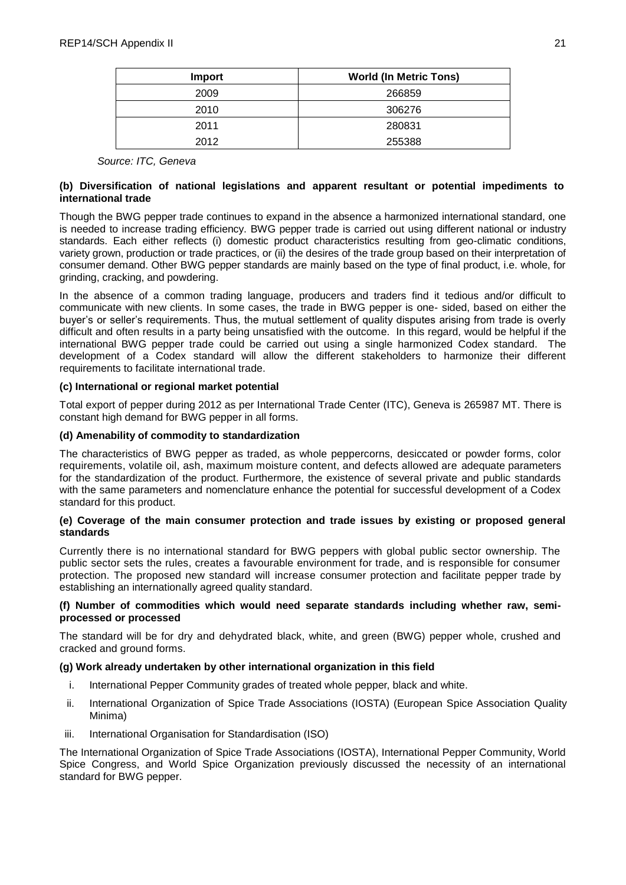| Import | World (In Metric Tons) |
|---|---|
| 2009 | 266859 |
| 2010 | 306276 |
| 2011 | 280831 |
| 2012 | 255388 |

*Source: ITC, Geneva*

**(b) Diversification of national legislations and apparent resultant or potential impediments to international trade**

Though the BWG pepper trade continues to expand in the absence a harmonized international standard, one is needed to increase trading efficiency. BWG pepper trade is carried out using different national or industry standards. Each either reflects (i) domestic product characteristics resulting from geo-climatic conditions, variety grown, production or trade practices, or (ii) the desires of the trade group based on their interpretation of consumer demand. Other BWG pepper standards are mainly based on the type of final product, i.e. whole, for grinding, cracking, and powdering.

In the absence of a common trading language, producers and traders find it tedious and/or difficult to communicate with new clients. In some cases, the trade in BWG pepper is one- sided, based on either the buyer's or seller's requirements. Thus, the mutual settlement of quality disputes arising from trade is overly difficult and often results in a party being unsatisfied with the outcome. In this regard, would be helpful if the international BWG pepper trade could be carried out using a single harmonized Codex standard. The development of a Codex standard will allow the different stakeholders to harmonize their different requirements to facilitate international trade.

**(c) International or regional market potential**

Total export of pepper during 2012 as per International Trade Center (ITC), Geneva is 265987 MT. There is constant high demand for BWG pepper in all forms.

**(d) Amenability of commodity to standardization**

The characteristics of BWG pepper as traded, as whole peppercorns, desiccated or powder forms, color requirements, volatile oil, ash, maximum moisture content, and defects allowed are adequate parameters for the standardization of the product. Furthermore, the existence of several private and public standards with the same parameters and nomenclature enhance the potential for successful development of a Codex standard for this product.

**(e) Coverage of the main consumer protection and trade issues by existing or proposed general standards**

Currently there is no international standard for BWG peppers with global public sector ownership. The public sector sets the rules, creates a favourable environment for trade, and is responsible for consumer protection. The proposed new standard will increase consumer protection and facilitate pepper trade by establishing an internationally agreed quality standard.

**(f) Number of commodities which would need separate standards including whether raw, semi-processed or processed**

The standard will be for dry and dehydrated black, white, and green (BWG) pepper whole, crushed and cracked and ground forms.

**(g) Work already undertaken by other international organization in this field**

i. International Pepper Community grades of treated whole pepper, black and white.

ii. International Organization of Spice Trade Associations (IOSTA) (European Spice Association Quality Minima)

iii. International Organisation for Standardisation (ISO)

The International Organization of Spice Trade Associations (IOSTA), International Pepper Community, World Spice Congress, and World Spice Organization previously discussed the necessity of an international standard for BWG pepper.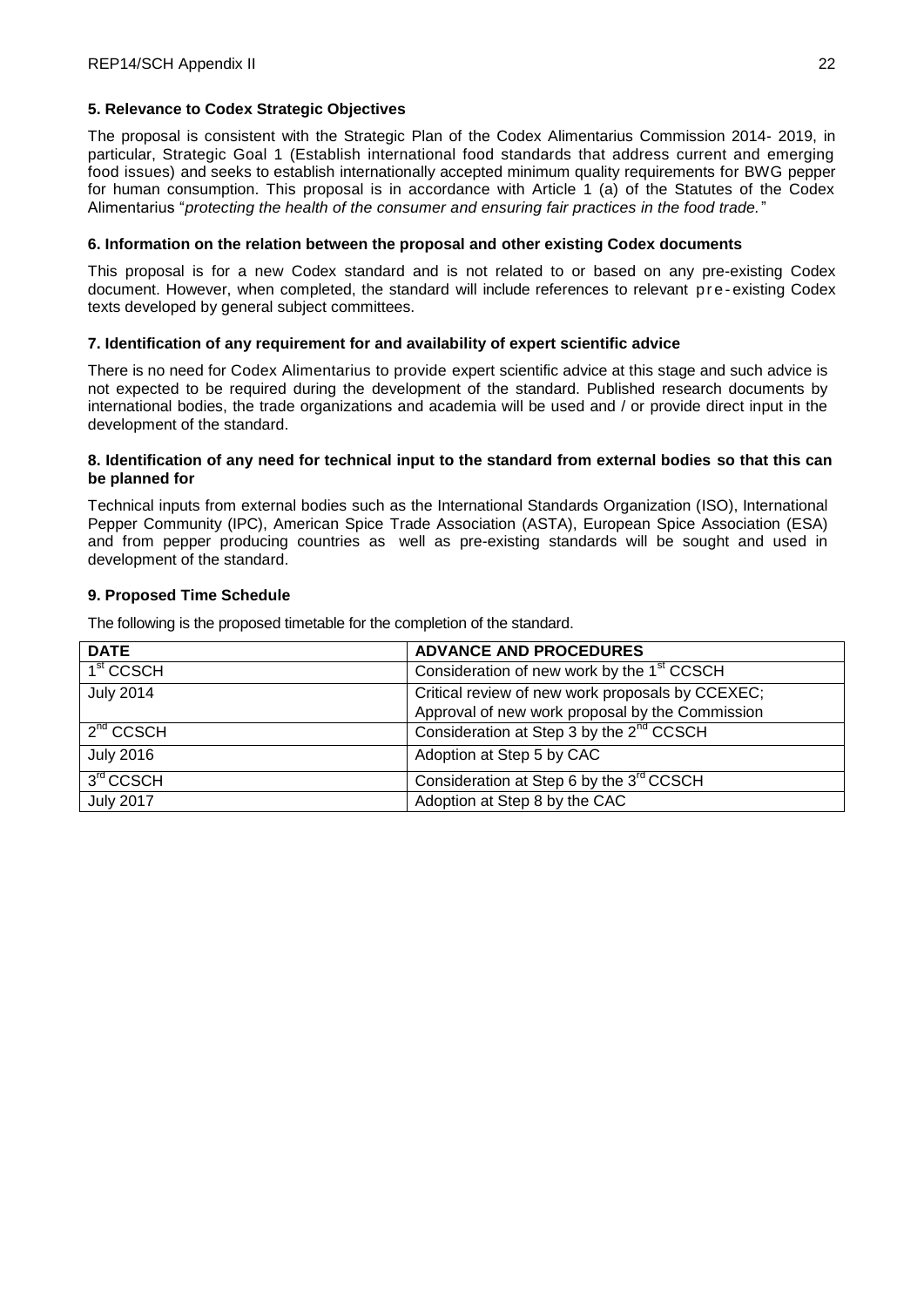**5. Relevance to Codex Strategic Objectives**

The proposal is consistent with the Strategic Plan of the Codex Alimentarius Commission 2014- 2019, in particular, Strategic Goal 1 (Establish international food standards that address current and emerging food issues) and seeks to establish internationally accepted minimum quality requirements for BWG pepper for human consumption. This proposal is in accordance with Article 1 (a) of the Statutes of the Codex Alimentarius "*protecting the health of the consumer and ensuring fair practices in the food trade.*"

**6. Information on the relation between the proposal and other existing Codex documents**

This proposal is for a new Codex standard and is not related to or based on any pre-existing Codex document. However, when completed, the standard will include references to relevant pre-existing Codex texts developed by general subject committees.

**7. Identification of any requirement for and availability of expert scientific advice**

There is no need for Codex Alimentarius to provide expert scientific advice at this stage and such advice is not expected to be required during the development of the standard. Published research documents by international bodies, the trade organizations and academia will be used and / or provide direct input in the development of the standard.

**8. Identification of any need for technical input to the standard from external bodies so that this can be planned for**

Technical inputs from external bodies such as the International Standards Organization (ISO), International Pepper Community (IPC), American Spice Trade Association (ASTA), European Spice Association (ESA) and from pepper producing countries as well as pre-existing standards will be sought and used in development of the standard.

**9. Proposed Time Schedule**

The following is the proposed timetable for the completion of the standard.

| DATE | ADVANCE AND PROCEDURES |
|---|---|
| 1st CCSCH | Consideration of new work by the 1st CCSCH |
| July 2014 | Critical review of new work proposals by CCEXEC; Approval of new work proposal by the Commission |
| 2nd CCSCH | Consideration at Step 3 by the 2nd CCSCH |
| July 2016 | Adoption at Step 5 by CAC |
| 3rd CCSCH | Consideration at Step 6 by the 3rd CCSCH |
| July 2017 | Adoption at Step 8 by the CAC |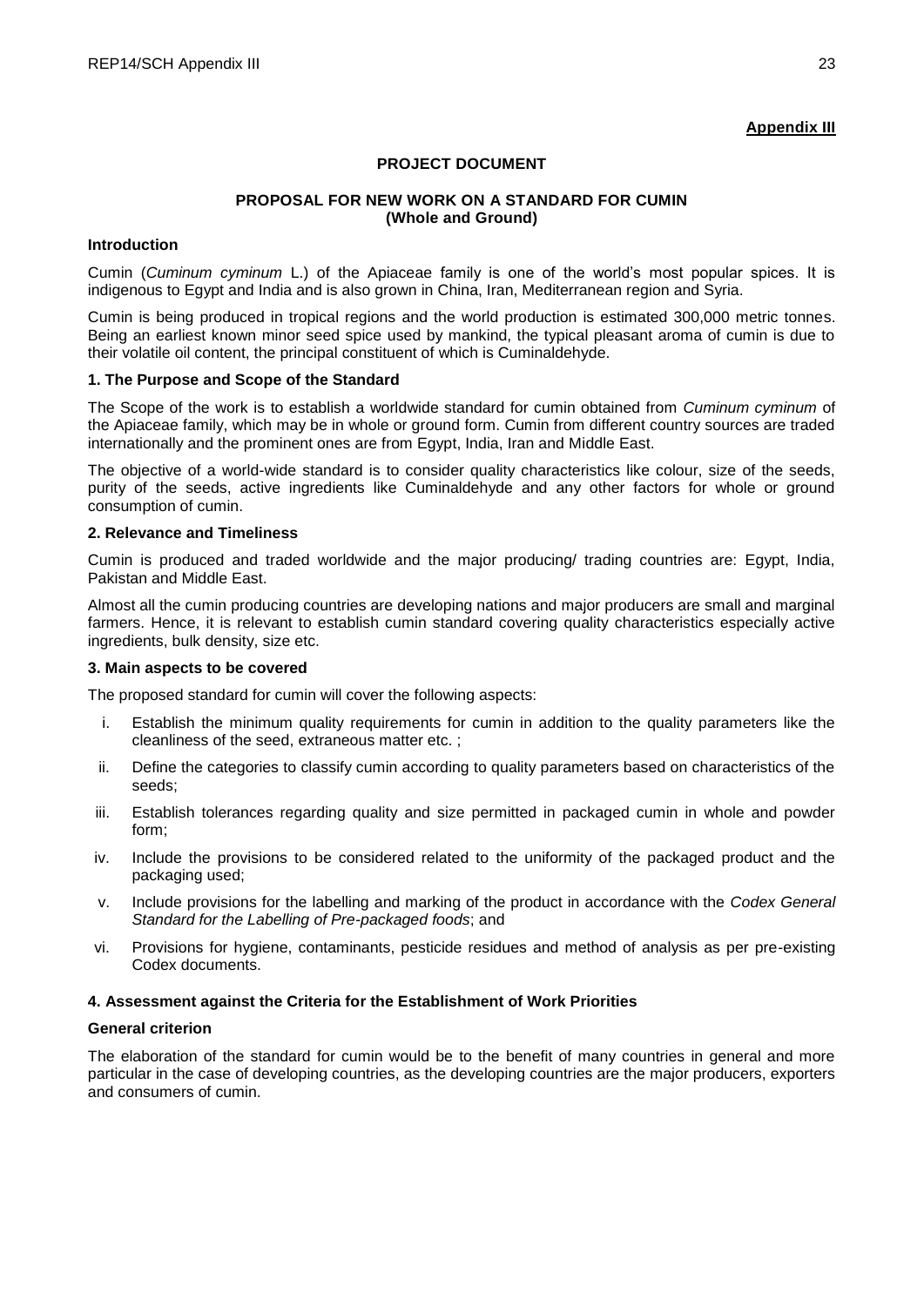**Appendix III**

**PROJECT DOCUMENT**

**PROPOSAL FOR NEW WORK ON A STANDARD FOR CUMIN (Whole and Ground)**

**Introduction**

Cumin (*Cuminum cyminum* L.) of the Apiaceae family is one of the world's most popular spices. It is indigenous to Egypt and India and is also grown in China, Iran, Mediterranean region and Syria.

Cumin is being produced in tropical regions and the world production is estimated 300,000 metric tonnes. Being an earliest known minor seed spice used by mankind, the typical pleasant aroma of cumin is due to their volatile oil content, the principal constituent of which is Cuminaldehyde.

**1. The Purpose and Scope of the Standard**

The Scope of the work is to establish a worldwide standard for cumin obtained from *Cuminum cyminum* of the Apiaceae family, which may be in whole or ground form. Cumin from different country sources are traded internationally and the prominent ones are from Egypt, India, Iran and Middle East.

The objective of a world-wide standard is to consider quality characteristics like colour, size of the seeds, purity of the seeds, active ingredients like Cuminaldehyde and any other factors for whole or ground consumption of cumin.

**2. Relevance and Timeliness**

Cumin is produced and traded worldwide and the major producing/ trading countries are: Egypt, India, Pakistan and Middle East.

Almost all the cumin producing countries are developing nations and major producers are small and marginal farmers. Hence, it is relevant to establish cumin standard covering quality characteristics especially active ingredients, bulk density, size etc.

**3. Main aspects to be covered**

The proposed standard for cumin will cover the following aspects:

i. Establish the minimum quality requirements for cumin in addition to the quality parameters like the cleanliness of the seed, extraneous matter etc. ;

ii. Define the categories to classify cumin according to quality parameters based on characteristics of the seeds;

iii. Establish tolerances regarding quality and size permitted in packaged cumin in whole and powder form;

iv. Include the provisions to be considered related to the uniformity of the packaged product and the packaging used;

v. Include provisions for the labelling and marking of the product in accordance with the *Codex General Standard for the Labelling of Pre-packaged foods*; and

vi. Provisions for hygiene, contaminants, pesticide residues and method of analysis as per pre-existing Codex documents.

**4. Assessment against the Criteria for the Establishment of Work Priorities**

**General criterion**

The elaboration of the standard for cumin would be to the benefit of many countries in general and more particular in the case of developing countries, as the developing countries are the major producers, exporters and consumers of cumin.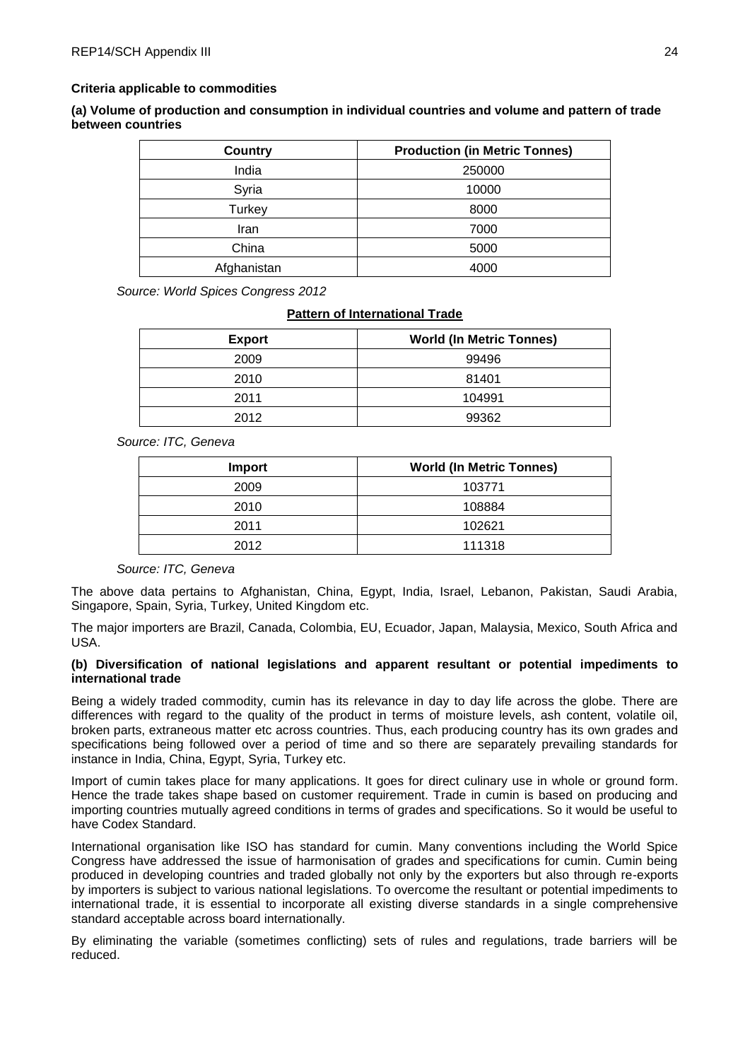**Criteria applicable to commodities**

**(a) Volume of production and consumption in individual countries and volume and pattern of trade between countries**

| Country | Production (in Metric Tonnes) |
|---|---|
| India | 250000 |
| Syria | 10000 |
| Turkey | 8000 |
| Iran | 7000 |
| China | 5000 |
| Afghanistan | 4000 |

*Source: World Spices Congress 2012*

**Pattern of International Trade**

| Export | World (In Metric Tonnes) |
|---|---|
| 2009 | 99496 |
| 2010 | 81401 |
| 2011 | 104991 |
| 2012 | 99362 |

*Source: ITC, Geneva*

| Import | World (In Metric Tonnes) |
|---|---|
| 2009 | 103771 |
| 2010 | 108884 |
| 2011 | 102621 |
| 2012 | 111318 |

*Source: ITC, Geneva*

The above data pertains to Afghanistan, China, Egypt, India, Israel, Lebanon, Pakistan, Saudi Arabia, Singapore, Spain, Syria, Turkey, United Kingdom etc.

The major importers are Brazil, Canada, Colombia, EU, Ecuador, Japan, Malaysia, Mexico, South Africa and USA.

**(b) Diversification of national legislations and apparent resultant or potential impediments to international trade**

Being a widely traded commodity, cumin has its relevance in day to day life across the globe. There are differences with regard to the quality of the product in terms of moisture levels, ash content, volatile oil, broken parts, extraneous matter etc across countries. Thus, each producing country has its own grades and specifications being followed over a period of time and so there are separately prevailing standards for instance in India, China, Egypt, Syria, Turkey etc.

Import of cumin takes place for many applications. It goes for direct culinary use in whole or ground form. Hence the trade takes shape based on customer requirement. Trade in cumin is based on producing and importing countries mutually agreed conditions in terms of grades and specifications. So it would be useful to have Codex Standard.

International organisation like ISO has standard for cumin. Many conventions including the World Spice Congress have addressed the issue of harmonisation of grades and specifications for cumin. Cumin being produced in developing countries and traded globally not only by the exporters but also through re-exports by importers is subject to various national legislations. To overcome the resultant or potential impediments to international trade, it is essential to incorporate all existing diverse standards in a single comprehensive standard acceptable across board internationally.

By eliminating the variable (sometimes conflicting) sets of rules and regulations, trade barriers will be reduced.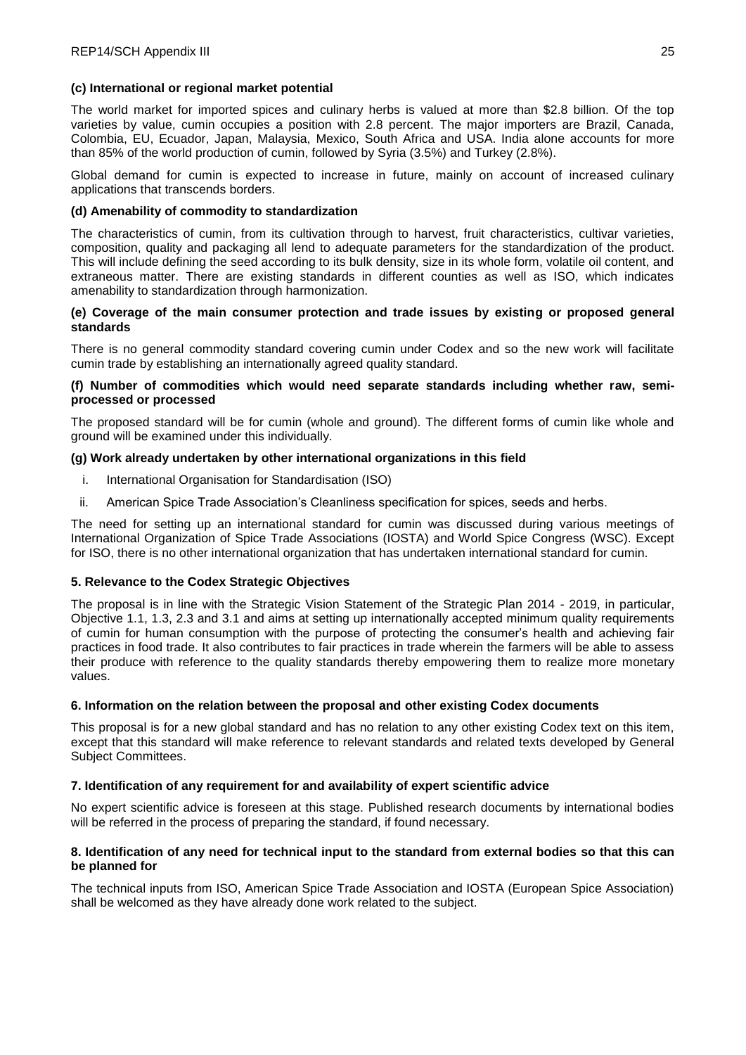**(c) International or regional market potential**

The world market for imported spices and culinary herbs is valued at more than $2.8 billion. Of the top varieties by value, cumin occupies a position with 2.8 percent. The major importers are Brazil, Canada, Colombia, EU, Ecuador, Japan, Malaysia, Mexico, South Africa and USA. India alone accounts for more than 85% of the world production of cumin, followed by Syria (3.5%) and Turkey (2.8%).

Global demand for cumin is expected to increase in future, mainly on account of increased culinary applications that transcends borders.

**(d) Amenability of commodity to standardization**

The characteristics of cumin, from its cultivation through to harvest, fruit characteristics, cultivar varieties, composition, quality and packaging all lend to adequate parameters for the standardization of the product. This will include defining the seed according to its bulk density, size in its whole form, volatile oil content, and extraneous matter. There are existing standards in different counties as well as ISO, which indicates amenability to standardization through harmonization.

**(e) Coverage of the main consumer protection and trade issues by existing or proposed general standards**

There is no general commodity standard covering cumin under Codex and so the new work will facilitate cumin trade by establishing an internationally agreed quality standard.

**(f) Number of commodities which would need separate standards including whether raw, semi-processed or processed**

The proposed standard will be for cumin (whole and ground). The different forms of cumin like whole and ground will be examined under this individually.

**(g) Work already undertaken by other international organizations in this field**

i. International Organisation for Standardisation (ISO)

ii. American Spice Trade Association's Cleanliness specification for spices, seeds and herbs.

The need for setting up an international standard for cumin was discussed during various meetings of International Organization of Spice Trade Associations (IOSTA) and World Spice Congress (WSC). Except for ISO, there is no other international organization that has undertaken international standard for cumin.

**5. Relevance to the Codex Strategic Objectives**

The proposal is in line with the Strategic Vision Statement of the Strategic Plan 2014 - 2019, in particular, Objective 1.1, 1.3, 2.3 and 3.1 and aims at setting up internationally accepted minimum quality requirements of cumin for human consumption with the purpose of protecting the consumer's health and achieving fair practices in food trade. It also contributes to fair practices in trade wherein the farmers will be able to assess their produce with reference to the quality standards thereby empowering them to realize more monetary values.

**6. Information on the relation between the proposal and other existing Codex documents**

This proposal is for a new global standard and has no relation to any other existing Codex text on this item, except that this standard will make reference to relevant standards and related texts developed by General Subject Committees.

**7. Identification of any requirement for and availability of expert scientific advice**

No expert scientific advice is foreseen at this stage. Published research documents by international bodies will be referred in the process of preparing the standard, if found necessary.

**8. Identification of any need for technical input to the standard from external bodies so that this can be planned for**

The technical inputs from ISO, American Spice Trade Association and IOSTA (European Spice Association) shall be welcomed as they have already done work related to the subject.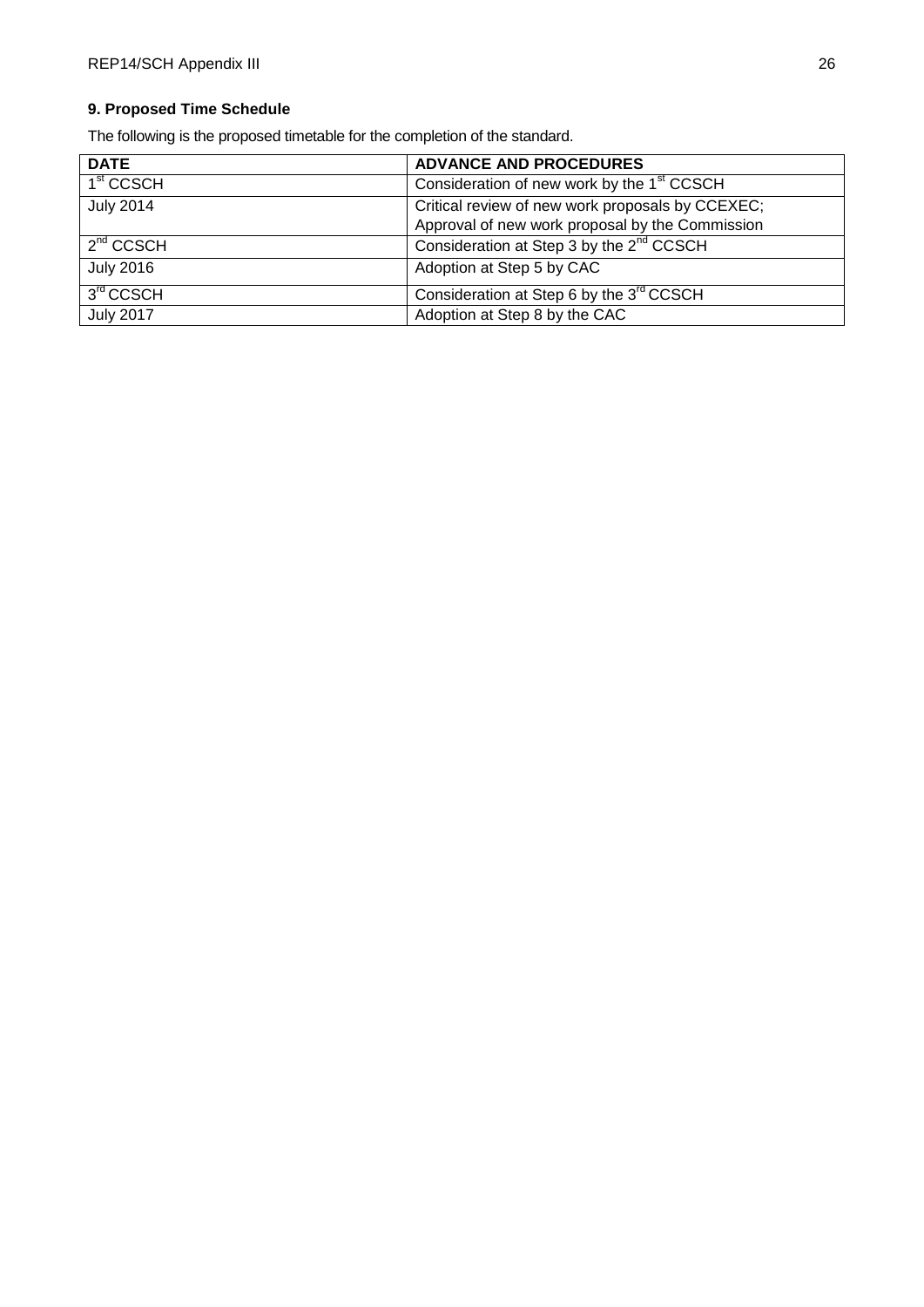### 9. Proposed Time Schedule

The following is the proposed timetable for the completion of the standard.

| DATE | ADVANCE AND PROCEDURES |
| --- | --- |
| 1st CCSCH | Consideration of new work by the 1st CCSCH |
| July 2014 | Critical review of new work proposals by CCEXEC; Approval of new work proposal by the Commission |
| 2nd CCSCH | Consideration at Step 3 by the 2nd CCSCH |
| July 2016 | Adoption at Step 5 by CAC |
| 3rd CCSCH | Consideration at Step 6 by the 3rd CCSCH |
| July 2017 | Adoption at Step 8 by the CAC |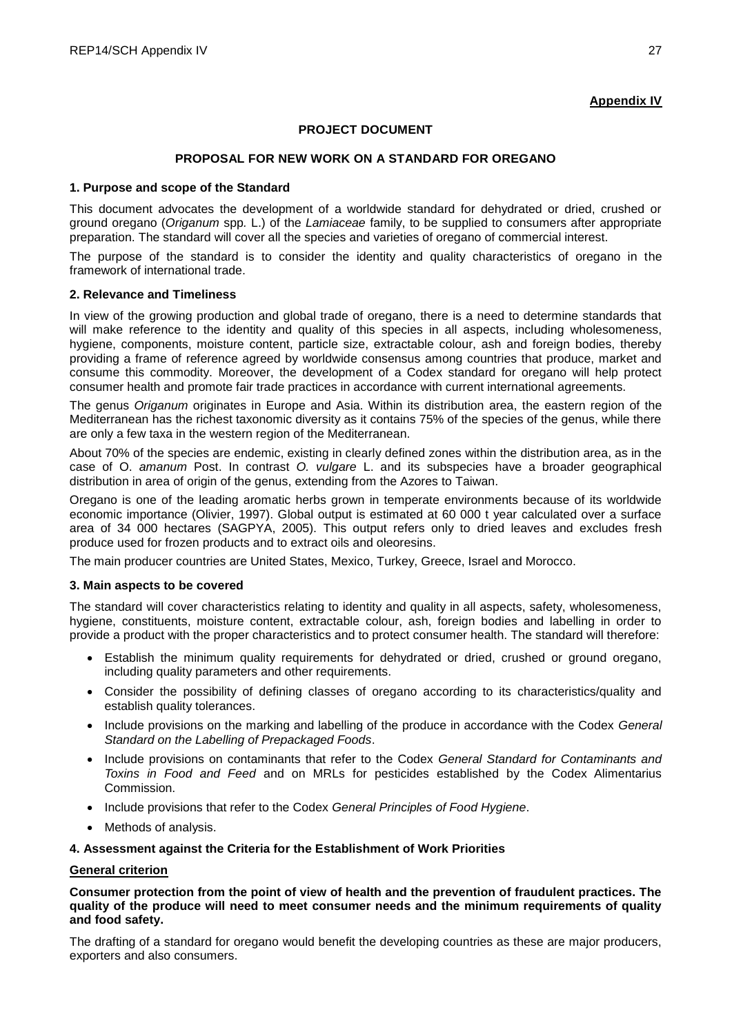**Appendix IV**

## PROJECT DOCUMENT

### PROPOSAL FOR NEW WORK ON A STANDARD FOR OREGANO

#### 1. Purpose and scope of the Standard

This document advocates the development of a worldwide standard for dehydrated or dried, crushed or ground oregano (*Origanum* spp*.* L.) of the *Lamiaceae* family, to be supplied to consumers after appropriate preparation. The standard will cover all the species and varieties of oregano of commercial interest.

The purpose of the standard is to consider the identity and quality characteristics of oregano in the framework of international trade.

#### 2. Relevance and Timeliness

In view of the growing production and global trade of oregano, there is a need to determine standards that will make reference to the identity and quality of this species in all aspects, including wholesomeness, hygiene, components, moisture content, particle size, extractable colour, ash and foreign bodies, thereby providing a frame of reference agreed by worldwide consensus among countries that produce, market and consume this commodity. Moreover, the development of a Codex standard for oregano will help protect consumer health and promote fair trade practices in accordance with current international agreements.

The genus *Origanum* originates in Europe and Asia. Within its distribution area, the eastern region of the Mediterranean has the richest taxonomic diversity as it contains 75% of the species of the genus, while there are only a few taxa in the western region of the Mediterranean.

About 70% of the species are endemic, existing in clearly defined zones within the distribution area, as in the case of O. *amanum* Post. In contrast *O. vulgare* L. and its subspecies have a broader geographical distribution in area of origin of the genus, extending from the Azores to Taiwan.

Oregano is one of the leading aromatic herbs grown in temperate environments because of its worldwide economic importance (Olivier, 1997). Global output is estimated at 60 000 t year calculated over a surface area of 34 000 hectares (SAGPYA, 2005). This output refers only to dried leaves and excludes fresh produce used for frozen products and to extract oils and oleoresins.

The main producer countries are United States, Mexico, Turkey, Greece, Israel and Morocco.

#### 3. Main aspects to be covered

The standard will cover characteristics relating to identity and quality in all aspects, safety, wholesomeness, hygiene, constituents, moisture content, extractable colour, ash, foreign bodies and labelling in order to provide a product with the proper characteristics and to protect consumer health. The standard will therefore:

- Establish the minimum quality requirements for dehydrated or dried, crushed or ground oregano, including quality parameters and other requirements.
- Consider the possibility of defining classes of oregano according to its characteristics/quality and establish quality tolerances.
- Include provisions on the marking and labelling of the produce in accordance with the Codex *General Standard on the Labelling of Prepackaged Foods*.
- Include provisions on contaminants that refer to the Codex *General Standard for Contaminants and Toxins in Food and Feed* and on MRLs for pesticides established by the Codex Alimentarius Commission.
- Include provisions that refer to the Codex *General Principles of Food Hygiene*.
- Methods of analysis.

#### 4. Assessment against the Criteria for the Establishment of Work Priorities

**General criterion**

**Consumer protection from the point of view of health and the prevention of fraudulent practices. The quality of the produce will need to meet consumer needs and the minimum requirements of quality and food safety.**

The drafting of a standard for oregano would benefit the developing countries as these are major producers, exporters and also consumers.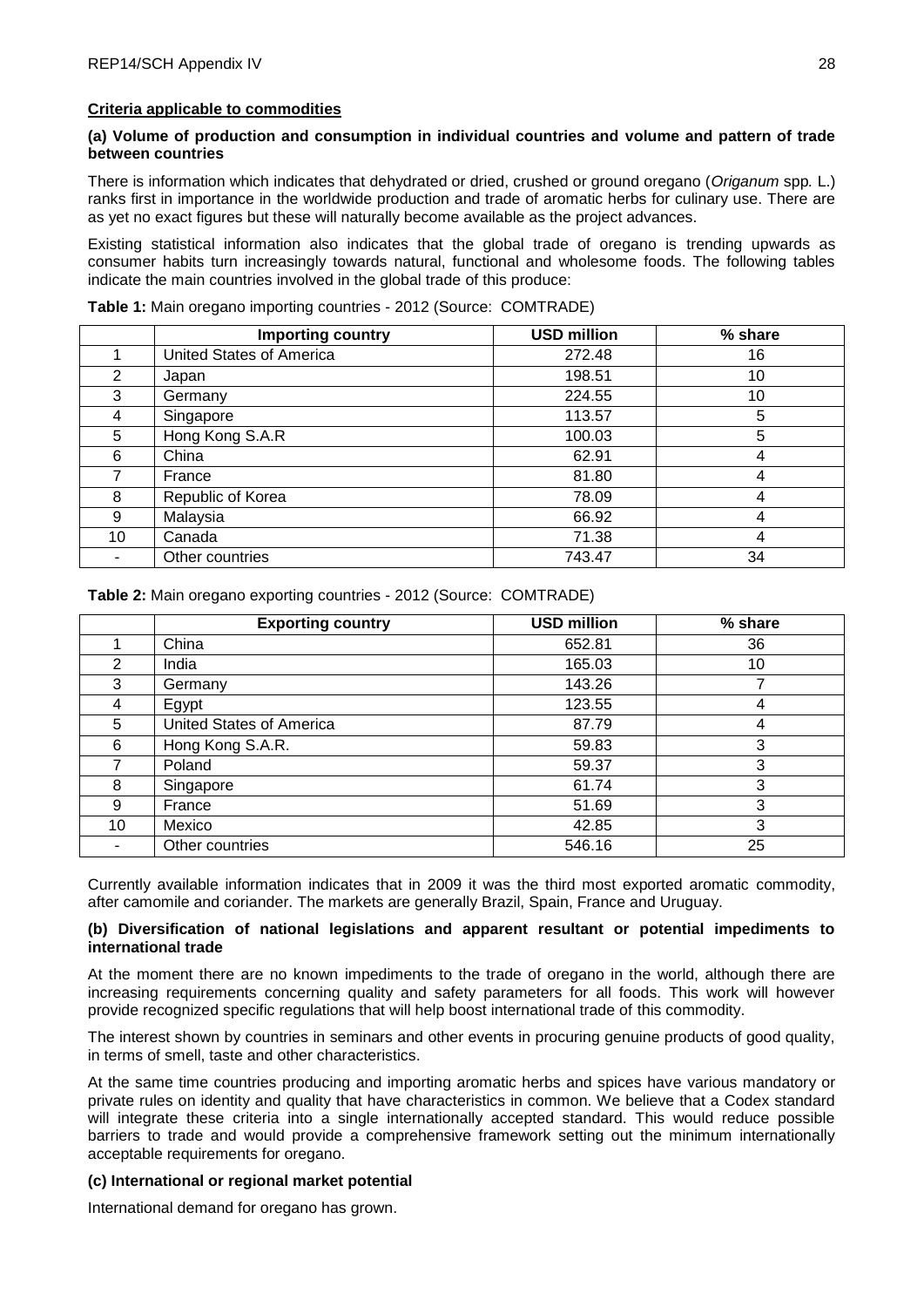**Criteria applicable to commodities**

**(a) Volume of production and consumption in individual countries and volume and pattern of trade between countries**

There is information which indicates that dehydrated or dried, crushed or ground oregano (*Origanum* spp. L.) ranks first in importance in the worldwide production and trade of aromatic herbs for culinary use. There are as yet no exact figures but these will naturally become available as the project advances.

Existing statistical information also indicates that the global trade of oregano is trending upwards as consumer habits turn increasingly towards natural, functional and wholesome foods. The following tables indicate the main countries involved in the global trade of this produce:

**Table 1:** Main oregano importing countries - 2012 (Source: COMTRADE)

| | Importing country | USD million | % share |
|---|---|---|---|
| 1 | United States of America | 272.48 | 16 |
| 2 | Japan | 198.51 | 10 |
| 3 | Germany | 224.55 | 10 |
| 4 | Singapore | 113.57 | 5 |
| 5 | Hong Kong S.A.R | 100.03 | 5 |
| 6 | China | 62.91 | 4 |
| 7 | France | 81.80 | 4 |
| 8 | Republic of Korea | 78.09 | 4 |
| 9 | Malaysia | 66.92 | 4 |
| 10 | Canada | 71.38 | 4 |
| - | Other countries | 743.47 | 34 |

**Table 2:** Main oregano exporting countries - 2012 (Source: COMTRADE)

| | Exporting country | USD million | % share |
|---|---|---|---|
| 1 | China | 652.81 | 36 |
| 2 | India | 165.03 | 10 |
| 3 | Germany | 143.26 | 7 |
| 4 | Egypt | 123.55 | 4 |
| 5 | United States of America | 87.79 | 4 |
| 6 | Hong Kong S.A.R. | 59.83 | 3 |
| 7 | Poland | 59.37 | 3 |
| 8 | Singapore | 61.74 | 3 |
| 9 | France | 51.69 | 3 |
| 10 | Mexico | 42.85 | 3 |
| - | Other countries | 546.16 | 25 |

Currently available information indicates that in 2009 it was the third most exported aromatic commodity, after camomile and coriander. The markets are generally Brazil, Spain, France and Uruguay.

**(b) Diversification of national legislations and apparent resultant or potential impediments to international trade**

At the moment there are no known impediments to the trade of oregano in the world, although there are increasing requirements concerning quality and safety parameters for all foods. This work will however provide recognized specific regulations that will help boost international trade of this commodity.

The interest shown by countries in seminars and other events in procuring genuine products of good quality, in terms of smell, taste and other characteristics.

At the same time countries producing and importing aromatic herbs and spices have various mandatory or private rules on identity and quality that have characteristics in common. We believe that a Codex standard will integrate these criteria into a single internationally accepted standard. This would reduce possible barriers to trade and would provide a comprehensive framework setting out the minimum internationally acceptable requirements for oregano.

**(c) International or regional market potential**

International demand for oregano has grown.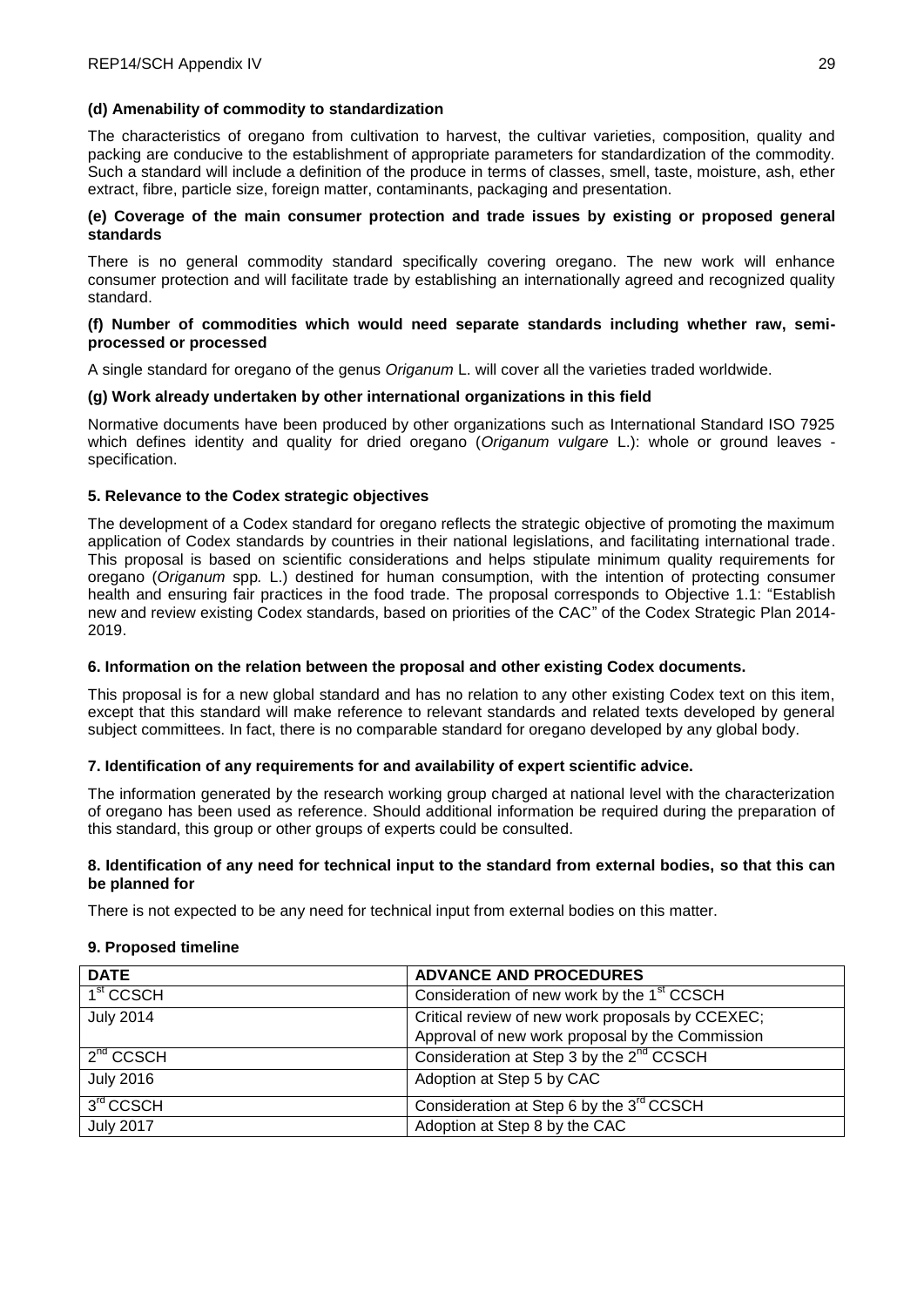**(d) Amenability of commodity to standardization**

The characteristics of oregano from cultivation to harvest, the cultivar varieties, composition, quality and packing are conducive to the establishment of appropriate parameters for standardization of the commodity. Such a standard will include a definition of the produce in terms of classes, smell, taste, moisture, ash, ether extract, fibre, particle size, foreign matter, contaminants, packaging and presentation.

**(e) Coverage of the main consumer protection and trade issues by existing or proposed general standards**

There is no general commodity standard specifically covering oregano. The new work will enhance consumer protection and will facilitate trade by establishing an internationally agreed and recognized quality standard.

**(f) Number of commodities which would need separate standards including whether raw, semi-processed or processed**

A single standard for oregano of the genus *Origanum* L. will cover all the varieties traded worldwide.

**(g) Work already undertaken by other international organizations in this field**

Normative documents have been produced by other organizations such as International Standard ISO 7925 which defines identity and quality for dried oregano (*Origanum vulgare* L.): whole or ground leaves - specification.

**5. Relevance to the Codex strategic objectives**

The development of a Codex standard for oregano reflects the strategic objective of promoting the maximum application of Codex standards by countries in their national legislations, and facilitating international trade. This proposal is based on scientific considerations and helps stipulate minimum quality requirements for oregano (*Origanum* spp*.* L.) destined for human consumption, with the intention of protecting consumer health and ensuring fair practices in the food trade. The proposal corresponds to Objective 1.1: "Establish new and review existing Codex standards, based on priorities of the CAC" of the Codex Strategic Plan 2014-2019.

**6. Information on the relation between the proposal and other existing Codex documents.**

This proposal is for a new global standard and has no relation to any other existing Codex text on this item, except that this standard will make reference to relevant standards and related texts developed by general subject committees. In fact, there is no comparable standard for oregano developed by any global body.

**7. Identification of any requirements for and availability of expert scientific advice.**

The information generated by the research working group charged at national level with the characterization of oregano has been used as reference. Should additional information be required during the preparation of this standard, this group or other groups of experts could be consulted.

**8. Identification of any need for technical input to the standard from external bodies, so that this can be planned for**

There is not expected to be any need for technical input from external bodies on this matter.

**9. Proposed timeline**

| DATE | ADVANCE AND PROCEDURES |
|---|---|
| 1st CCSCH | Consideration of new work by the 1st CCSCH |
| July 2014 | Critical review of new work proposals by CCEXEC;<br>Approval of new work proposal by the Commission |
| 2nd CCSCH | Consideration at Step 3 by the 2nd CCSCH |
| July 2016 | Adoption at Step 5 by CAC |
| 3rd CCSCH | Consideration at Step 6 by the 3rd CCSCH |
| July 2017 | Adoption at Step 8 by the CAC |